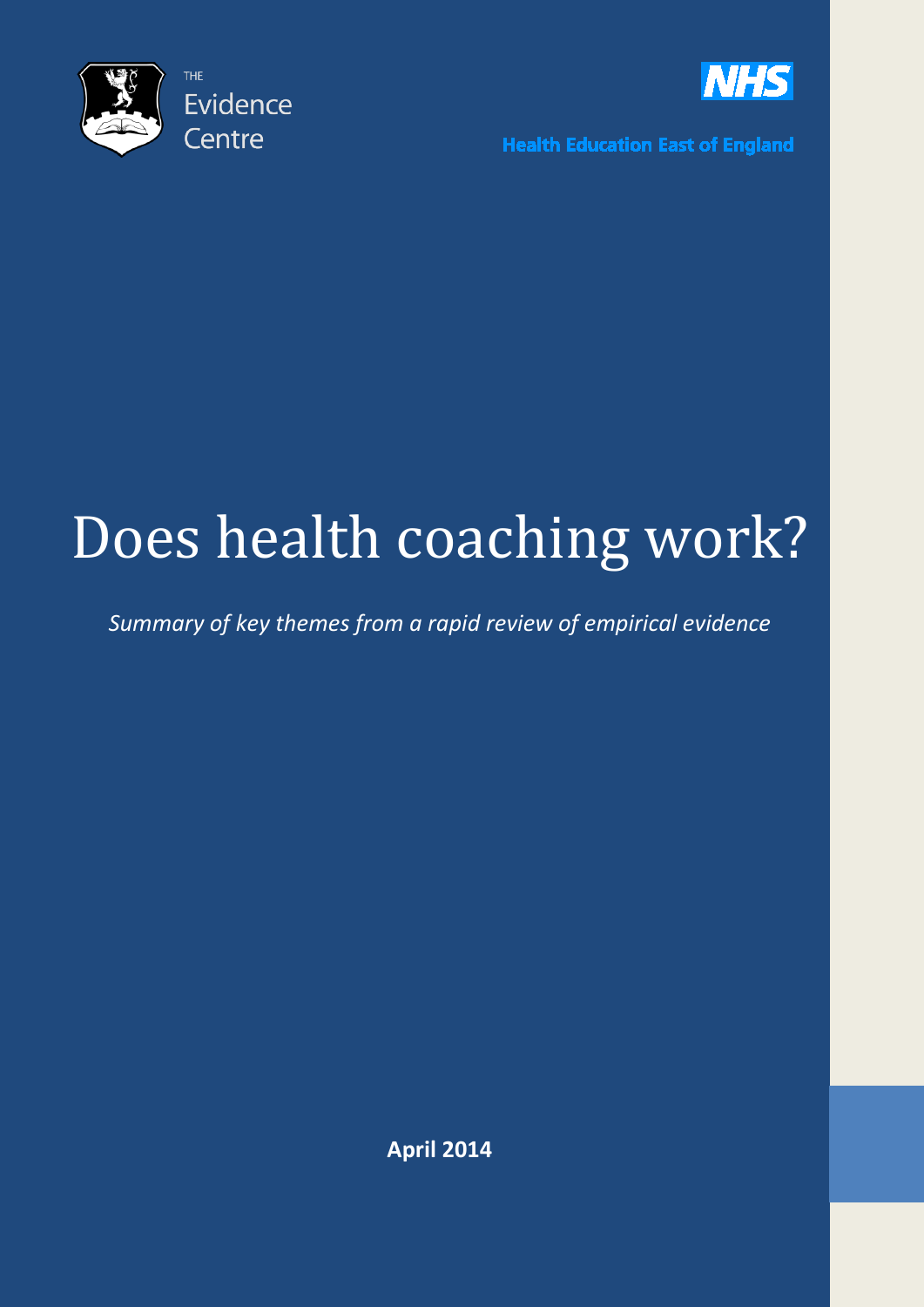THE Evidence Centre

NHS

Health Education East of England

# Does health coaching work?

*Summary of key themes from a rapid review of empirical evidence*

**April 2014**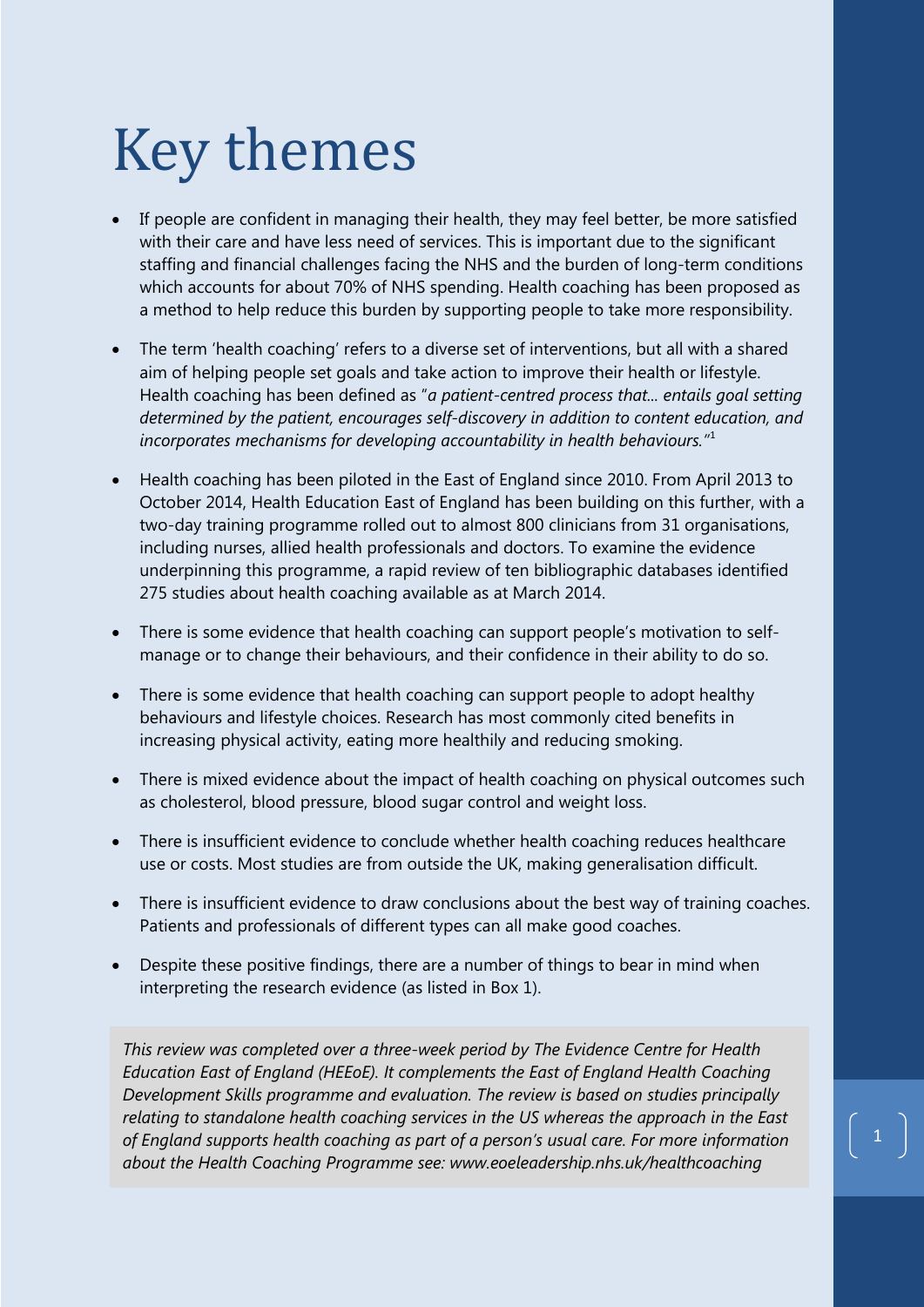# Key themes

- If people are confident in managing their health, they may feel better, be more satisfied with their care and have less need of services. This is important due to the significant staffing and financial challenges facing the NHS and the burden of long-term conditions which accounts for about 70% of NHS spending. Health coaching has been proposed as a method to help reduce this burden by supporting people to take more responsibility.

- The term 'health coaching' refers to a diverse set of interventions, but all with a shared aim of helping people set goals and take action to improve their health or lifestyle. Health coaching has been defined as "*a patient-centred process that... entails goal setting determined by the patient, encourages self-discovery in addition to content education, and incorporates mechanisms for developing accountability in health behaviours.*"[1]

- Health coaching has been piloted in the East of England since 2010. From April 2013 to October 2014, Health Education East of England has been building on this further, with a two-day training programme rolled out to almost 800 clinicians from 31 organisations, including nurses, allied health professionals and doctors. To examine the evidence underpinning this programme, a rapid review of ten bibliographic databases identified 275 studies about health coaching available as at March 2014.

- There is some evidence that health coaching can support people's motivation to self-manage or to change their behaviours, and their confidence in their ability to do so.

- There is some evidence that health coaching can support people to adopt healthy behaviours and lifestyle choices. Research has most commonly cited benefits in increasing physical activity, eating more healthily and reducing smoking.

- There is mixed evidence about the impact of health coaching on physical outcomes such as cholesterol, blood pressure, blood sugar control and weight loss.

- There is insufficient evidence to conclude whether health coaching reduces healthcare use or costs. Most studies are from outside the UK, making generalisation difficult.

- There is insufficient evidence to draw conclusions about the best way of training coaches. Patients and professionals of different types can all make good coaches.

- Despite these positive findings, there are a number of things to bear in mind when interpreting the research evidence (as listed in Box 1).

*This review was completed over a three-week period by The Evidence Centre for Health Education East of England (HEEoE). It complements the East of England Health Coaching Development Skills programme and evaluation. The review is based on studies principally relating to standalone health coaching services in the US whereas the approach in the East of England supports health coaching as part of a person's usual care. For more information about the Health Coaching Programme see: www.eoeleadership.nhs.uk/healthcoaching*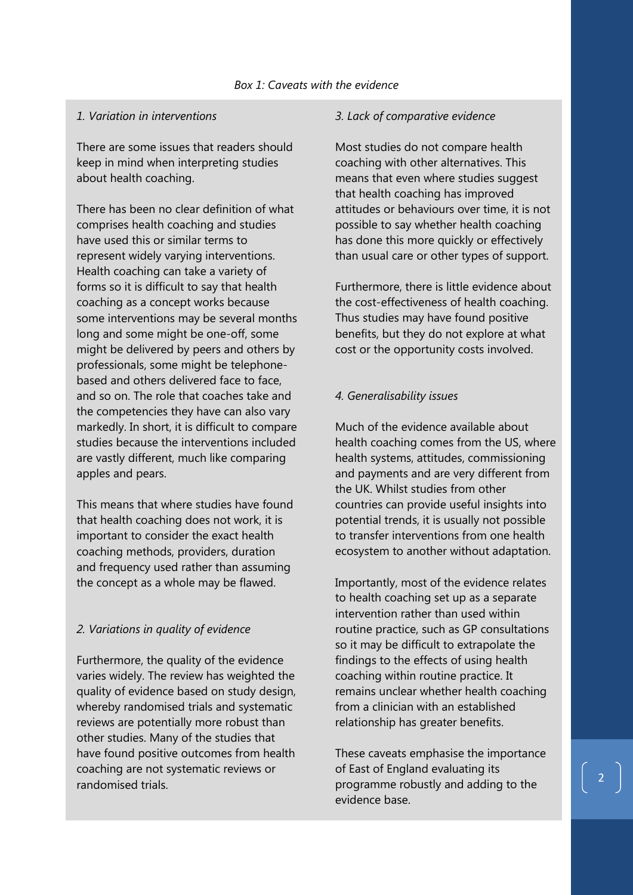*Box 1: Caveats with the evidence*

*1. Variation in interventions*

There are some issues that readers should keep in mind when interpreting studies about health coaching.

There has been no clear definition of what comprises health coaching and studies have used this or similar terms to represent widely varying interventions. Health coaching can take a variety of forms so it is difficult to say that health coaching as a concept works because some interventions may be several months long and some might be one-off, some might be delivered by peers and others by professionals, some might be telephone-based and others delivered face to face, and so on. The role that coaches take and the competencies they have can also vary markedly. In short, it is difficult to compare studies because the interventions included are vastly different, much like comparing apples and pears.

This means that where studies have found that health coaching does not work, it is important to consider the exact health coaching methods, providers, duration and frequency used rather than assuming the concept as a whole may be flawed.

*2. Variations in quality of evidence*

Furthermore, the quality of the evidence varies widely. The review has weighted the quality of evidence based on study design, whereby randomised trials and systematic reviews are potentially more robust than other studies. Many of the studies that have found positive outcomes from health coaching are not systematic reviews or randomised trials.

*3. Lack of comparative evidence*

Most studies do not compare health coaching with other alternatives. This means that even where studies suggest that health coaching has improved attitudes or behaviours over time, it is not possible to say whether health coaching has done this more quickly or effectively than usual care or other types of support.

Furthermore, there is little evidence about the cost-effectiveness of health coaching. Thus studies may have found positive benefits, but they do not explore at what cost or the opportunity costs involved.

*4. Generalisability issues*

Much of the evidence available about health coaching comes from the US, where health systems, attitudes, commissioning and payments and are very different from the UK. Whilst studies from other countries can provide useful insights into potential trends, it is usually not possible to transfer interventions from one health ecosystem to another without adaptation.

Importantly, most of the evidence relates to health coaching set up as a separate intervention rather than used within routine practice, such as GP consultations so it may be difficult to extrapolate the findings to the effects of using health coaching within routine practice. It remains unclear whether health coaching from a clinician with an established relationship has greater benefits.

These caveats emphasise the importance of East of England evaluating its programme robustly and adding to the evidence base.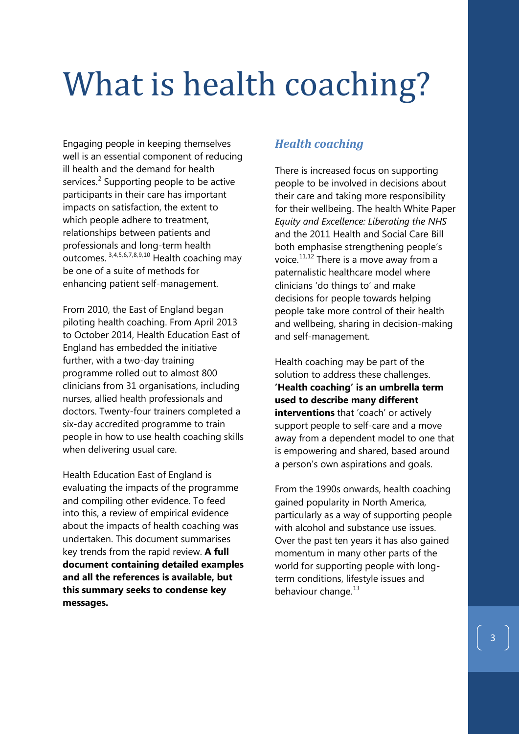# What is health coaching?

Engaging people in keeping themselves well is an essential component of reducing ill health and the demand for health services.[2] Supporting people to be active participants in their care has important impacts on satisfaction, the extent to which people adhere to treatment, relationships between patients and professionals and long-term health outcomes.[3,4,5,6,7,8,9,10] Health coaching may be one of a suite of methods for enhancing patient self-management.

From 2010, the East of England began piloting health coaching. From April 2013 to October 2014, Health Education East of England has embedded the initiative further, with a two-day training programme rolled out to almost 800 clinicians from 31 organisations, including nurses, allied health professionals and doctors. Twenty-four trainers completed a six-day accredited programme to train people in how to use health coaching skills when delivering usual care.

Health Education East of England is evaluating the impacts of the programme and compiling other evidence. To feed into this, a review of empirical evidence about the impacts of health coaching was undertaken. This document summarises key trends from the rapid review. **A full document containing detailed examples and all the references is available, but this summary seeks to condense key messages.**

## *Health coaching*

There is increased focus on supporting people to be involved in decisions about their care and taking more responsibility for their wellbeing. The health White Paper *Equity and Excellence: Liberating the NHS* and the 2011 Health and Social Care Bill both emphasise strengthening people's voice.[11,12] There is a move away from a paternalistic healthcare model where clinicians 'do things to' and make decisions for people towards helping people take more control of their health and wellbeing, sharing in decision-making and self-management.

Health coaching may be part of the solution to address these challenges. **'Health coaching' is an umbrella term used to describe many different interventions** that 'coach' or actively support people to self-care and a move away from a dependent model to one that is empowering and shared, based around a person's own aspirations and goals.

From the 1990s onwards, health coaching gained popularity in North America, particularly as a way of supporting people with alcohol and substance use issues. Over the past ten years it has also gained momentum in many other parts of the world for supporting people with long-term conditions, lifestyle issues and behaviour change.[13]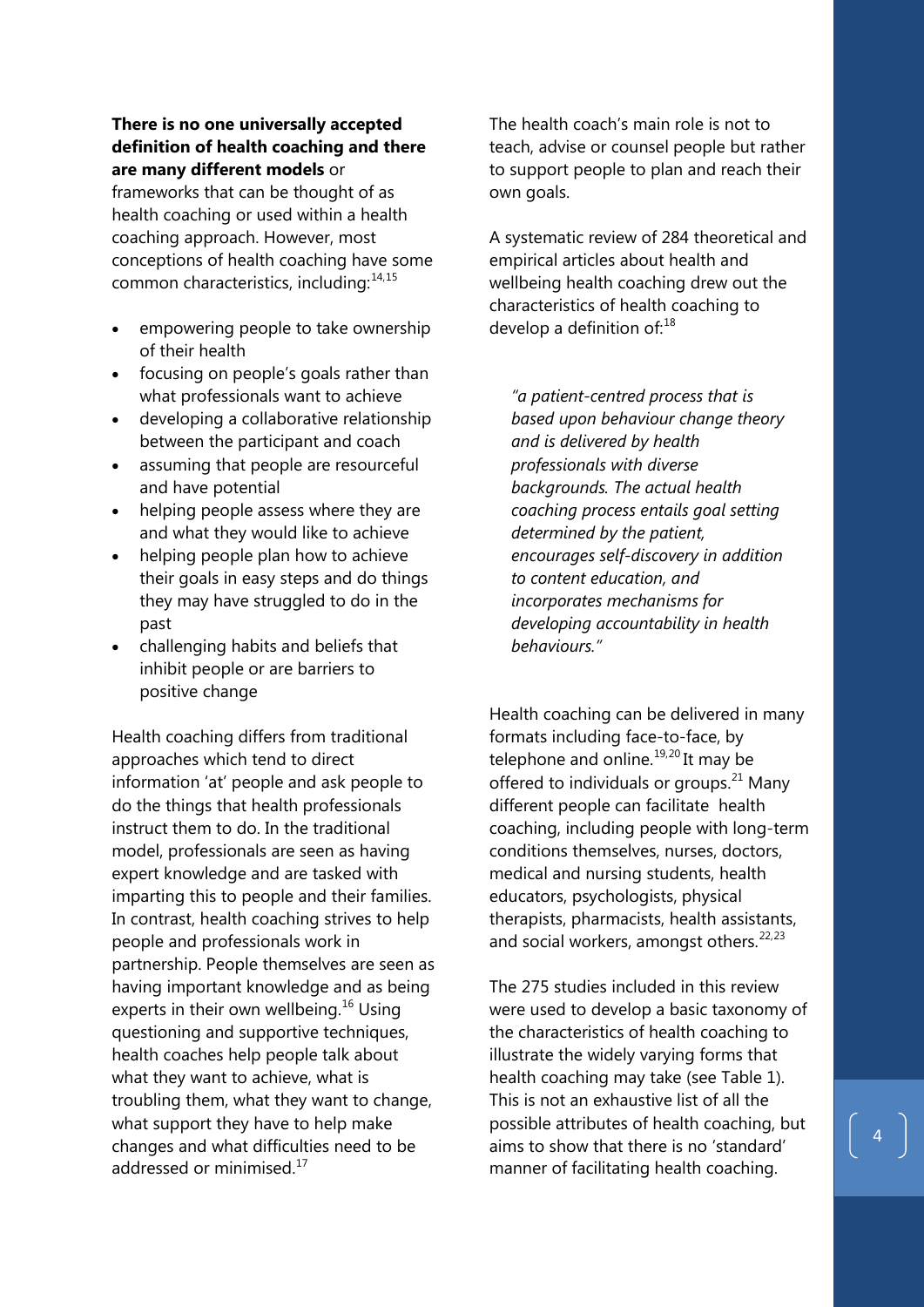**There is no one universally accepted definition of health coaching and there are many different models** or frameworks that can be thought of as health coaching or used within a health coaching approach. However, most conceptions of health coaching have some common characteristics, including:[14,15]

- empowering people to take ownership of their health
- focusing on people's goals rather than what professionals want to achieve
- developing a collaborative relationship between the participant and coach
- assuming that people are resourceful and have potential
- helping people assess where they are and what they would like to achieve
- helping people plan how to achieve their goals in easy steps and do things they may have struggled to do in the past
- challenging habits and beliefs that inhibit people or are barriers to positive change

Health coaching differs from traditional approaches which tend to direct information 'at' people and ask people to do the things that health professionals instruct them to do. In the traditional model, professionals are seen as having expert knowledge and are tasked with imparting this to people and their families. In contrast, health coaching strives to help people and professionals work in partnership. People themselves are seen as having important knowledge and as being experts in their own wellbeing.[16] Using questioning and supportive techniques, health coaches help people talk about what they want to achieve, what is troubling them, what they want to change, what support they have to help make changes and what difficulties need to be addressed or minimised.[17]

The health coach's main role is not to teach, advise or counsel people but rather to support people to plan and reach their own goals.

A systematic review of 284 theoretical and empirical articles about health and wellbeing health coaching drew out the characteristics of health coaching to develop a definition of:[18]

> *"a patient-centred process that is based upon behaviour change theory and is delivered by health professionals with diverse backgrounds. The actual health coaching process entails goal setting determined by the patient, encourages self-discovery in addition to content education, and incorporates mechanisms for developing accountability in health behaviours."*

Health coaching can be delivered in many formats including face-to-face, by telephone and online.[19,20] It may be offered to individuals or groups.[21] Many different people can facilitate health coaching, including people with long-term conditions themselves, nurses, doctors, medical and nursing students, health educators, psychologists, physical therapists, pharmacists, health assistants, and social workers, amongst others.[22,23]

The 275 studies included in this review were used to develop a basic taxonomy of the characteristics of health coaching to illustrate the widely varying forms that health coaching may take (see Table 1). This is not an exhaustive list of all the possible attributes of health coaching, but aims to show that there is no 'standard' manner of facilitating health coaching.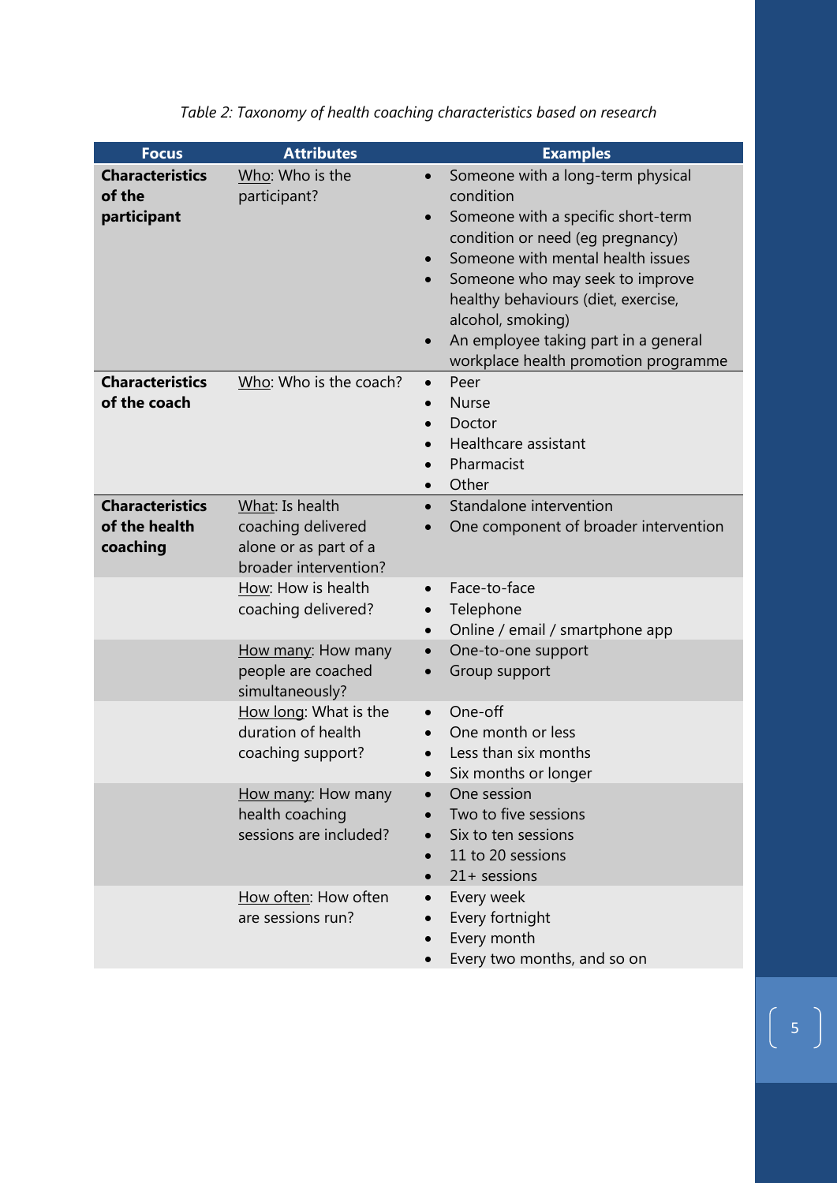*Table 2: Taxonomy of health coaching characteristics based on research*

| Focus | Attributes | Examples |
|---|---|---|
| **Characteristics of the participant** | Who: Who is the participant? | • Someone with a long-term physical condition<br>• Someone with a specific short-term condition or need (eg pregnancy)<br>• Someone with mental health issues<br>• Someone who may seek to improve healthy behaviours (diet, exercise, alcohol, smoking)<br>• An employee taking part in a general workplace health promotion programme |
| **Characteristics of the coach** | Who: Who is the coach? | • Peer<br>• Nurse<br>• Doctor<br>• Healthcare assistant<br>• Pharmacist<br>• Other |
| **Characteristics of the health coaching** | What: Is health coaching delivered alone or as part of a broader intervention? | • Standalone intervention<br>• One component of broader intervention |
| | How: How is health coaching delivered? | • Face-to-face<br>• Telephone<br>• Online / email / smartphone app |
| | How many: How many people are coached simultaneously? | • One-to-one support<br>• Group support |
| | How long: What is the duration of health coaching support? | • One-off<br>• One month or less<br>• Less than six months<br>• Six months or longer |
| | How many: How many health coaching sessions are included? | • One session<br>• Two to five sessions<br>• Six to ten sessions<br>• 11 to 20 sessions<br>• 21+ sessions |
| | How often: How often are sessions run? | • Every week<br>• Every fortnight<br>• Every month<br>• Every two months, and so on |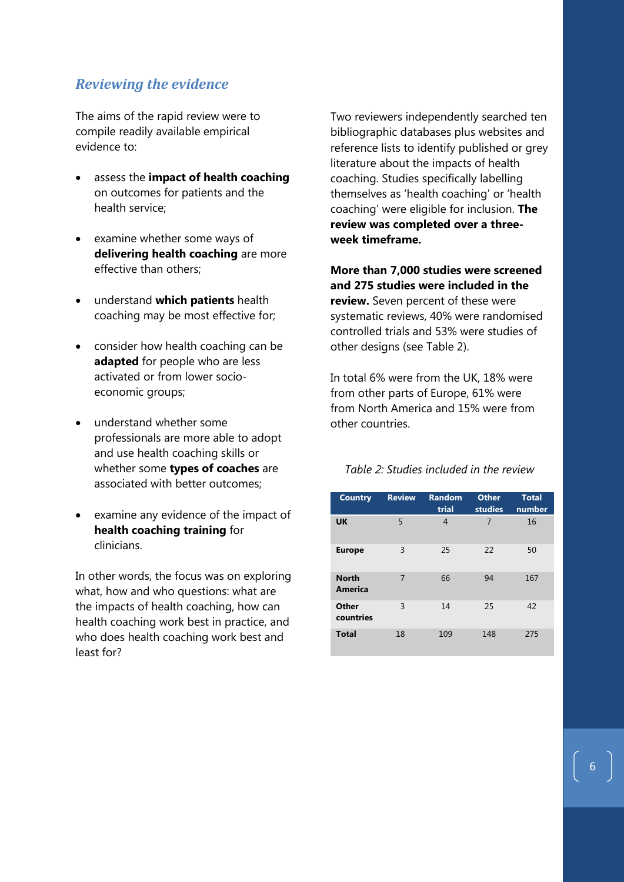## *Reviewing the evidence*

The aims of the rapid review were to compile readily available empirical evidence to:

- assess the **impact of health coaching** on outcomes for patients and the health service;
- examine whether some ways of **delivering health coaching** are more effective than others;
- understand **which patients** health coaching may be most effective for;
- consider how health coaching can be **adapted** for people who are less activated or from lower socio-economic groups;
- understand whether some professionals are more able to adopt and use health coaching skills or whether some **types of coaches** are associated with better outcomes;
- examine any evidence of the impact of **health coaching training** for clinicians.

In other words, the focus was on exploring what, how and who questions: what are the impacts of health coaching, how can health coaching work best in practice, and who does health coaching work best and least for?

Two reviewers independently searched ten bibliographic databases plus websites and reference lists to identify published or grey literature about the impacts of health coaching. Studies specifically labelling themselves as 'health coaching' or 'health coaching' were eligible for inclusion. **The review was completed over a three-week timeframe.**

**More than 7,000 studies were screened and 275 studies were included in the review.** Seven percent of these were systematic reviews, 40% were randomised controlled trials and 53% were studies of other designs (see Table 2).

In total 6% were from the UK, 18% were from other parts of Europe, 61% were from North America and 15% were from other countries.

*Table 2: Studies included in the review*

| Country | Review | Random trial | Other studies | Total number |
|---|---|---|---|---|
| **UK** | 5 | 4 | 7 | 16 |
| **Europe** | 3 | 25 | 22 | 50 |
| **North America** | 7 | 66 | 94 | 167 |
| **Other countries** | 3 | 14 | 25 | 42 |
| **Total** | 18 | 109 | 148 | 275 |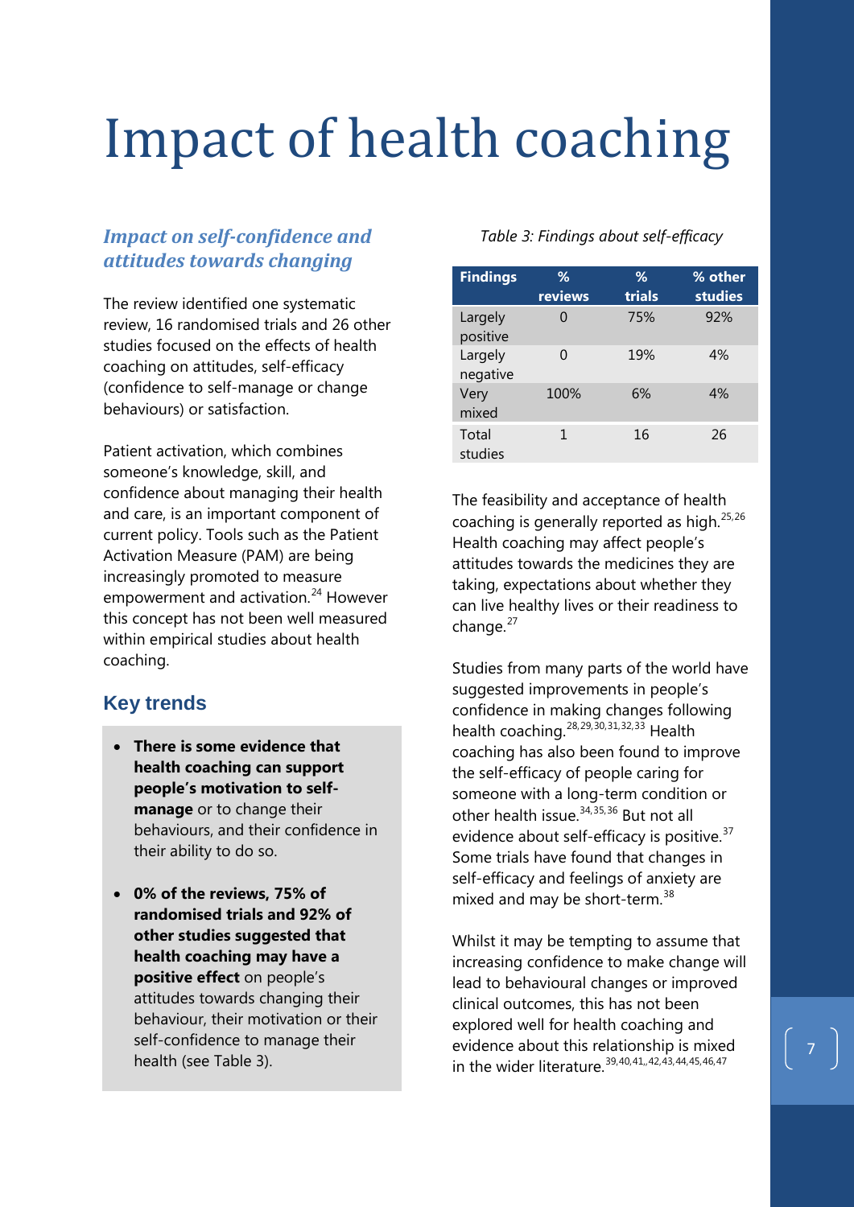# Impact of health coaching

### *Impact on self-confidence and attitudes towards changing*

The review identified one systematic review, 16 randomised trials and 26 other studies focused on the effects of health coaching on attitudes, self-efficacy (confidence to self-manage or change behaviours) or satisfaction.

Patient activation, which combines someone's knowledge, skill, and confidence about managing their health and care, is an important component of current policy. Tools such as the Patient Activation Measure (PAM) are being increasingly promoted to measure empowerment and activation.[24] However this concept has not been well measured within empirical studies about health coaching.

## Key trends

- **There is some evidence that health coaching can support people's motivation to self-manage** or to change their behaviours, and their confidence in their ability to do so.
- **0% of the reviews, 75% of randomised trials and 92% of other studies suggested that health coaching may have a positive effect** on people's attitudes towards changing their behaviour, their motivation or their self-confidence to manage their health (see Table 3).

*Table 3: Findings about self-efficacy*

| Findings | % reviews | % trials | % other studies |
|---|---|---|---|
| Largely positive | 0 | 75% | 92% |
| Largely negative | 0 | 19% | 4% |
| Very mixed | 100% | 6% | 4% |
| Total studies | 1 | 16 | 26 |

The feasibility and acceptance of health coaching is generally reported as high.[25,26] Health coaching may affect people's attitudes towards the medicines they are taking, expectations about whether they can live healthy lives or their readiness to change.[27]

Studies from many parts of the world have suggested improvements in people's confidence in making changes following health coaching.[28,29,30,31,32,33] Health coaching has also been found to improve the self-efficacy of people caring for someone with a long-term condition or other health issue.[34,35,36] But not all evidence about self-efficacy is positive.[37] Some trials have found that changes in self-efficacy and feelings of anxiety are mixed and may be short-term.[38]

Whilst it may be tempting to assume that increasing confidence to make change will lead to behavioural changes or improved clinical outcomes, this has not been explored well for health coaching and evidence about this relationship is mixed in the wider literature.[39,40,41,,42,43,44,45,46,47]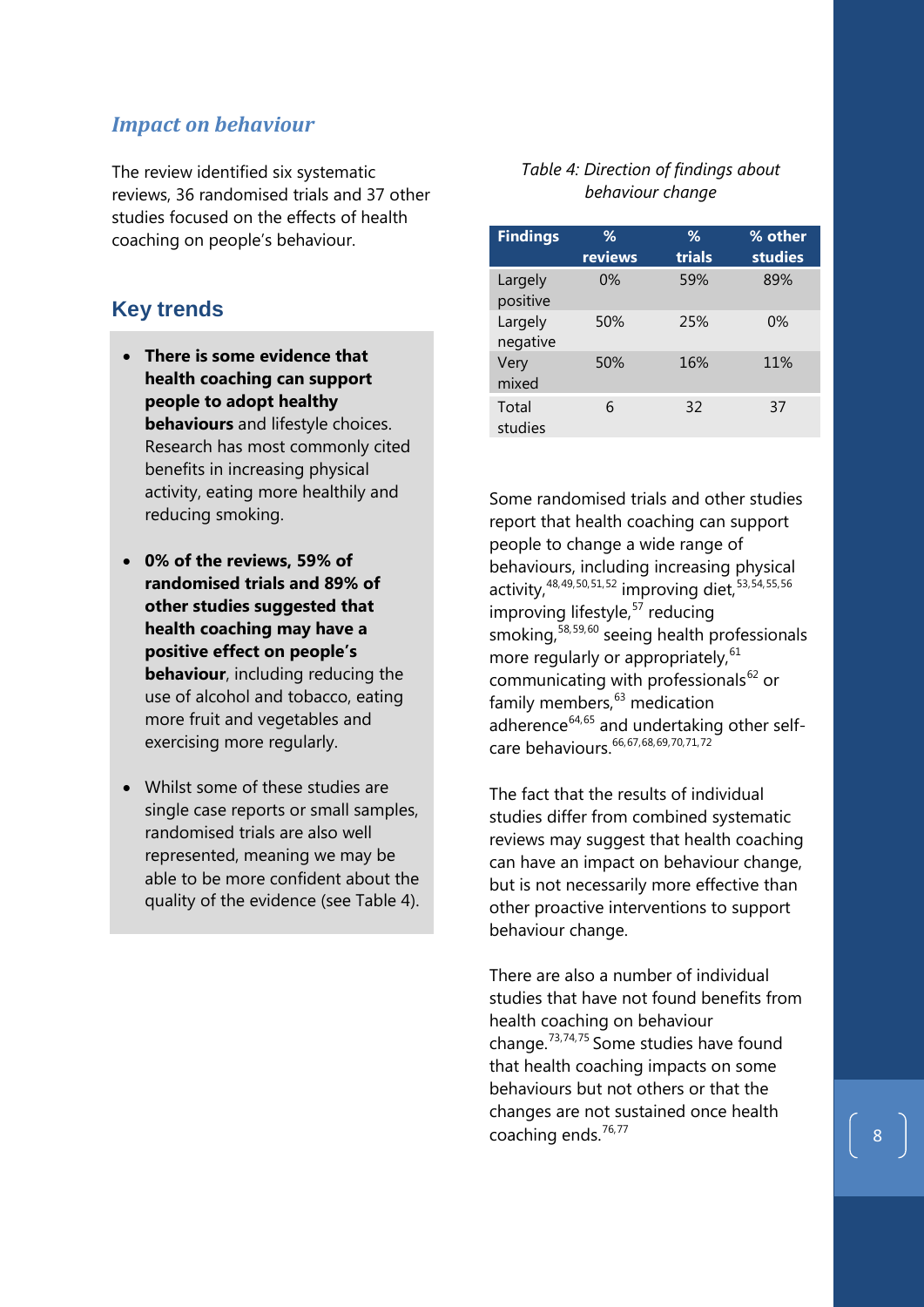## *Impact on behaviour*

The review identified six systematic reviews, 36 randomised trials and 37 other studies focused on the effects of health coaching on people's behaviour.

## Key trends

- **There is some evidence that health coaching can support people to adopt healthy behaviours** and lifestyle choices. Research has most commonly cited benefits in increasing physical activity, eating more healthily and reducing smoking.
- **0% of the reviews, 59% of randomised trials and 89% of other studies suggested that health coaching may have a positive effect on people's behaviour**, including reducing the use of alcohol and tobacco, eating more fruit and vegetables and exercising more regularly.
- Whilst some of these studies are single case reports or small samples, randomised trials are also well represented, meaning we may be able to be more confident about the quality of the evidence (see Table 4).

*Table 4: Direction of findings about behaviour change*

| Findings | % reviews | % trials | % other studies |
|---|---|---|---|
| Largely positive | 0% | 59% | 89% |
| Largely negative | 50% | 25% | 0% |
| Very mixed | 50% | 16% | 11% |
| Total studies | 6 | 32 | 37 |

Some randomised trials and other studies report that health coaching can support people to change a wide range of behaviours, including increasing physical activity,[48,49,50,51,52] improving diet,[53,54,55,56] improving lifestyle,[57] reducing smoking,[58,59,60] seeing health professionals more regularly or appropriately,[61] communicating with professionals[62] or family members,[63] medication adherence[64,65] and undertaking other self-care behaviours.[66,67,68,69,70,71,72]

The fact that the results of individual studies differ from combined systematic reviews may suggest that health coaching can have an impact on behaviour change, but is not necessarily more effective than other proactive interventions to support behaviour change.

There are also a number of individual studies that have not found benefits from health coaching on behaviour change.[73,74,75] Some studies have found that health coaching impacts on some behaviours but not others or that the changes are not sustained once health coaching ends.[76,77]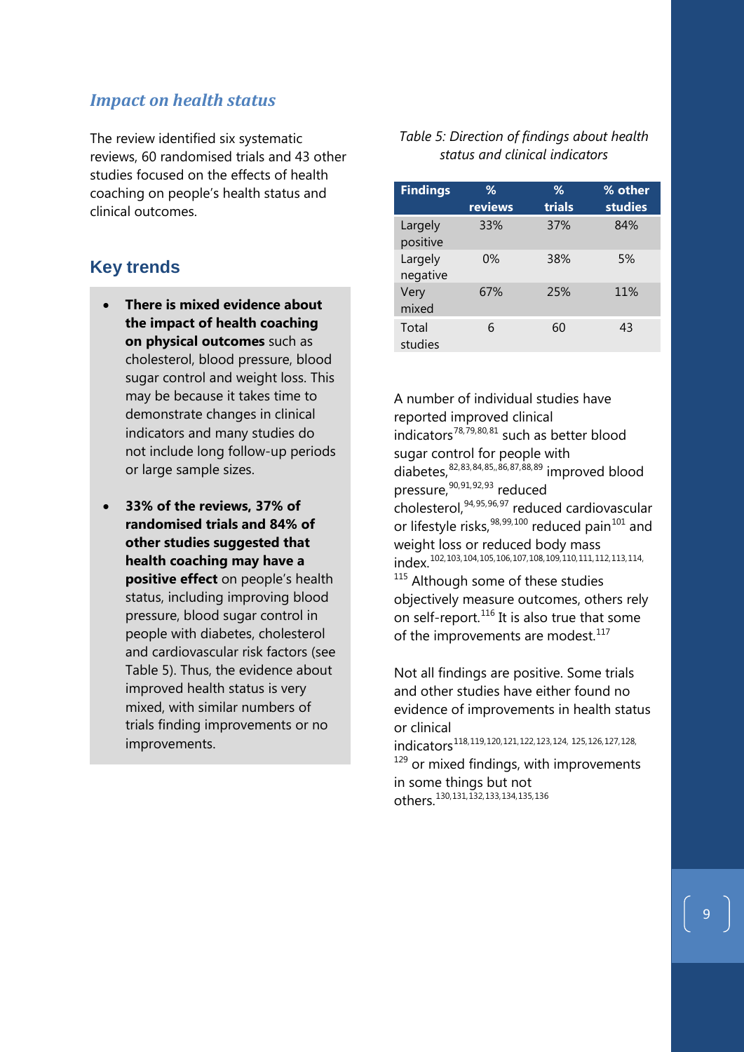## *Impact on health status*

The review identified six systematic reviews, 60 randomised trials and 43 other studies focused on the effects of health coaching on people's health status and clinical outcomes.

## Key trends

- **There is mixed evidence about the impact of health coaching on physical outcomes** such as cholesterol, blood pressure, blood sugar control and weight loss. This may be because it takes time to demonstrate changes in clinical indicators and many studies do not include long follow-up periods or large sample sizes.
- **33% of the reviews, 37% of randomised trials and 84% of other studies suggested that health coaching may have a positive effect** on people's health status, including improving blood pressure, blood sugar control in people with diabetes, cholesterol and cardiovascular risk factors (see Table 5). Thus, the evidence about improved health status is very mixed, with similar numbers of trials finding improvements or no improvements.

*Table 5: Direction of findings about health status and clinical indicators*

| Findings | % reviews | % trials | % other studies |
|---|---|---|---|
| Largely positive | 33% | 37% | 84% |
| Largely negative | 0% | 38% | 5% |
| Very mixed | 67% | 25% | 11% |
| Total studies | 6 | 60 | 43 |

A number of individual studies have reported improved clinical indicators[78,79,80,81] such as better blood sugar control for people with diabetes,[82,83,84,85,,86,87,88,89] improved blood pressure,[90,91,92,93] reduced cholesterol,[94,95,96,97] reduced cardiovascular or lifestyle risks,[98,99,100] reduced pain[101] and weight loss or reduced body mass index.[102,103,104,105,106,107,108,109,110,111,112,113,114,115] Although some of these studies objectively measure outcomes, others rely on self-report.[116] It is also true that some of the improvements are modest.[117]

Not all findings are positive. Some trials and other studies have either found no evidence of improvements in health status or clinical indicators[118,119,120,121,122,123,124, 125,126,127,128,129] or mixed findings, with improvements in some things but not others.[130,131,132,133,134,135,136]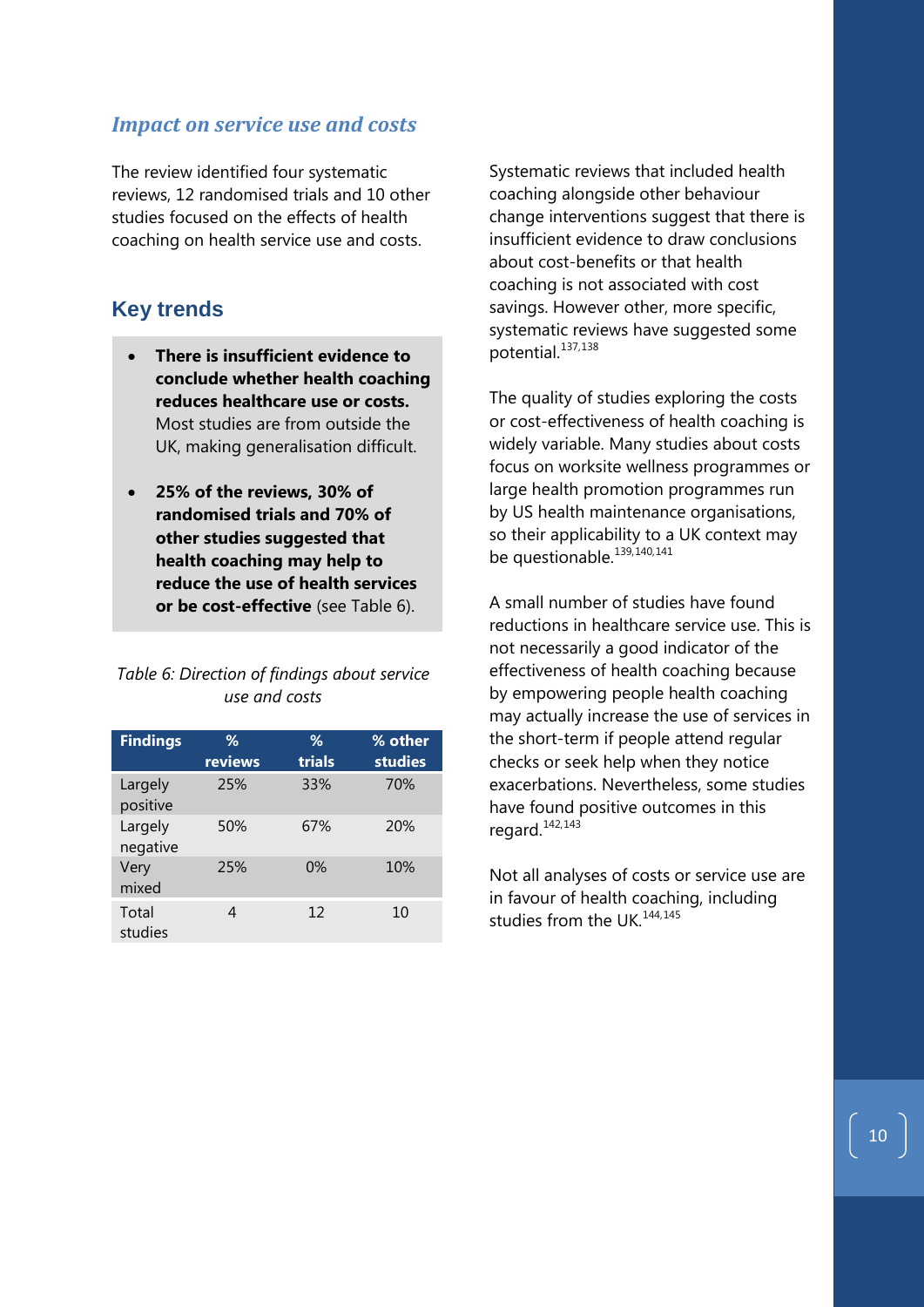## *Impact on service use and costs*

The review identified four systematic reviews, 12 randomised trials and 10 other studies focused on the effects of health coaching on health service use and costs.

## Key trends

- **There is insufficient evidence to conclude whether health coaching reduces healthcare use or costs.** Most studies are from outside the UK, making generalisation difficult.
- **25% of the reviews, 30% of randomised trials and 70% of other studies suggested that health coaching may help to reduce the use of health services or be cost-effective** (see Table 6).

*Table 6: Direction of findings about service use and costs*

| Findings | % reviews | % trials | % other studies |
|---|---|---|---|
| Largely positive | 25% | 33% | 70% |
| Largely negative | 50% | 67% | 20% |
| Very mixed | 25% | 0% | 10% |
| Total studies | 4 | 12 | 10 |

Systematic reviews that included health coaching alongside other behaviour change interventions suggest that there is insufficient evidence to draw conclusions about cost-benefits or that health coaching is not associated with cost savings. However other, more specific, systematic reviews have suggested some potential.[137,138]

The quality of studies exploring the costs or cost-effectiveness of health coaching is widely variable. Many studies about costs focus on worksite wellness programmes or large health promotion programmes run by US health maintenance organisations, so their applicability to a UK context may be questionable.[139,140,141]

A small number of studies have found reductions in healthcare service use. This is not necessarily a good indicator of the effectiveness of health coaching because by empowering people health coaching may actually increase the use of services in the short-term if people attend regular checks or seek help when they notice exacerbations. Nevertheless, some studies have found positive outcomes in this regard.[142,143]

Not all analyses of costs or service use are in favour of health coaching, including studies from the UK.[144,145]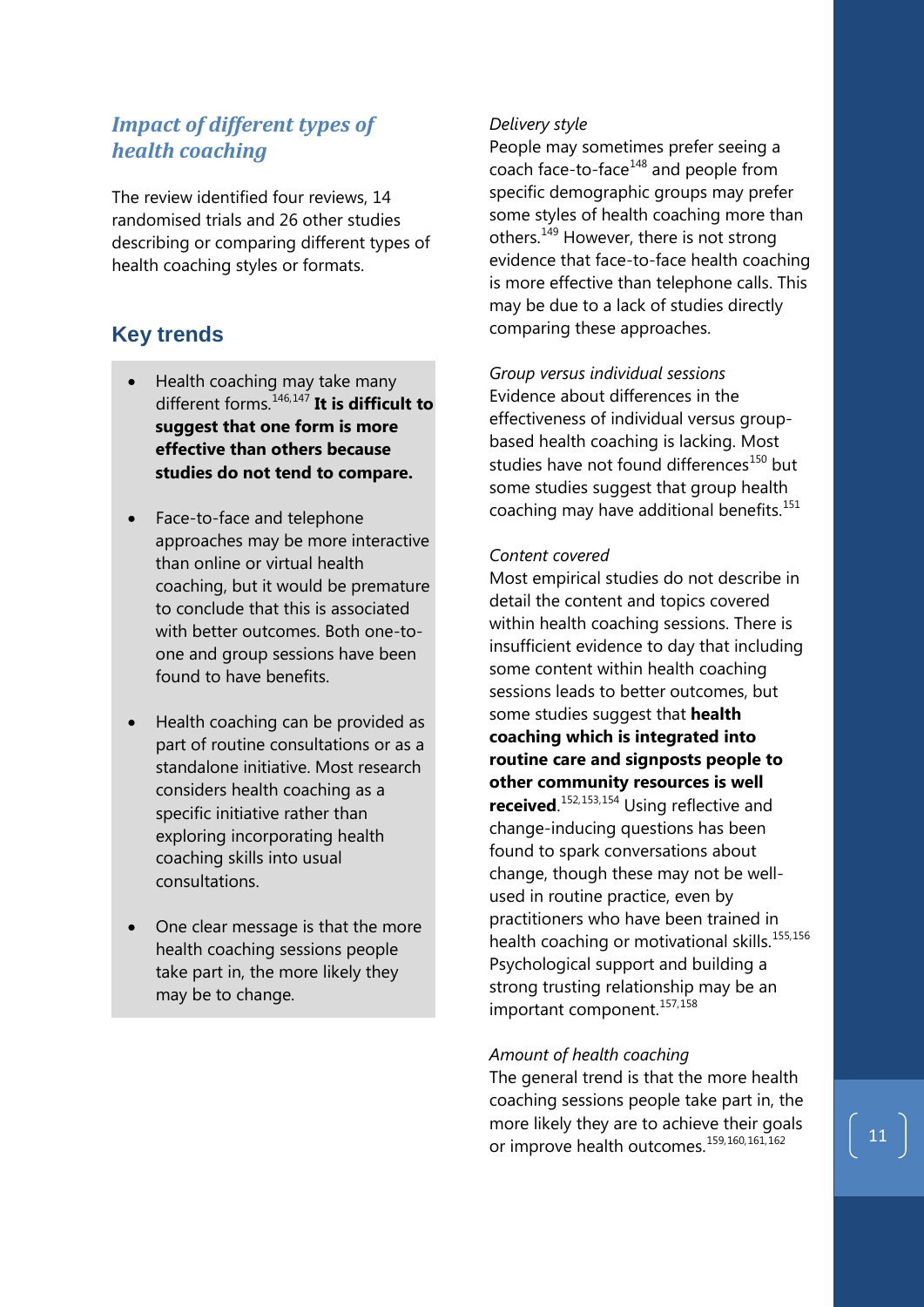## *Impact of different types of health coaching*

The review identified four reviews, 14 randomised trials and 26 other studies describing or comparing different types of health coaching styles or formats.

### Key trends

- Health coaching may take many different forms.[146,147] **It is difficult to suggest that one form is more effective than others because studies do not tend to compare.**
- Face-to-face and telephone approaches may be more interactive than online or virtual health coaching, but it would be premature to conclude that this is associated with better outcomes. Both one-to-one and group sessions have been found to have benefits.
- Health coaching can be provided as part of routine consultations or as a standalone initiative. Most research considers health coaching as a specific initiative rather than exploring incorporating health coaching skills into usual consultations.
- One clear message is that the more health coaching sessions people take part in, the more likely they may be to change.

*Delivery style*

People may sometimes prefer seeing a coach face-to-face[148] and people from specific demographic groups may prefer some styles of health coaching more than others.[149] However, there is not strong evidence that face-to-face health coaching is more effective than telephone calls. This may be due to a lack of studies directly comparing these approaches.

*Group versus individual sessions*

Evidence about differences in the effectiveness of individual versus group-based health coaching is lacking. Most studies have not found differences[150] but some studies suggest that group health coaching may have additional benefits.[151]

*Content covered*

Most empirical studies do not describe in detail the content and topics covered within health coaching sessions. There is insufficient evidence to day that including some content within health coaching sessions leads to better outcomes, but some studies suggest that **health coaching which is integrated into routine care and signposts people to other community resources is well received**.[152,153,154] Using reflective and change-inducing questions has been found to spark conversations about change, though these may not be well-used in routine practice, even by practitioners who have been trained in health coaching or motivational skills.[155,156] Psychological support and building a strong trusting relationship may be an important component.[157,158]

*Amount of health coaching*

The general trend is that the more health coaching sessions people take part in, the more likely they are to achieve their goals or improve health outcomes.[159,160,161,162]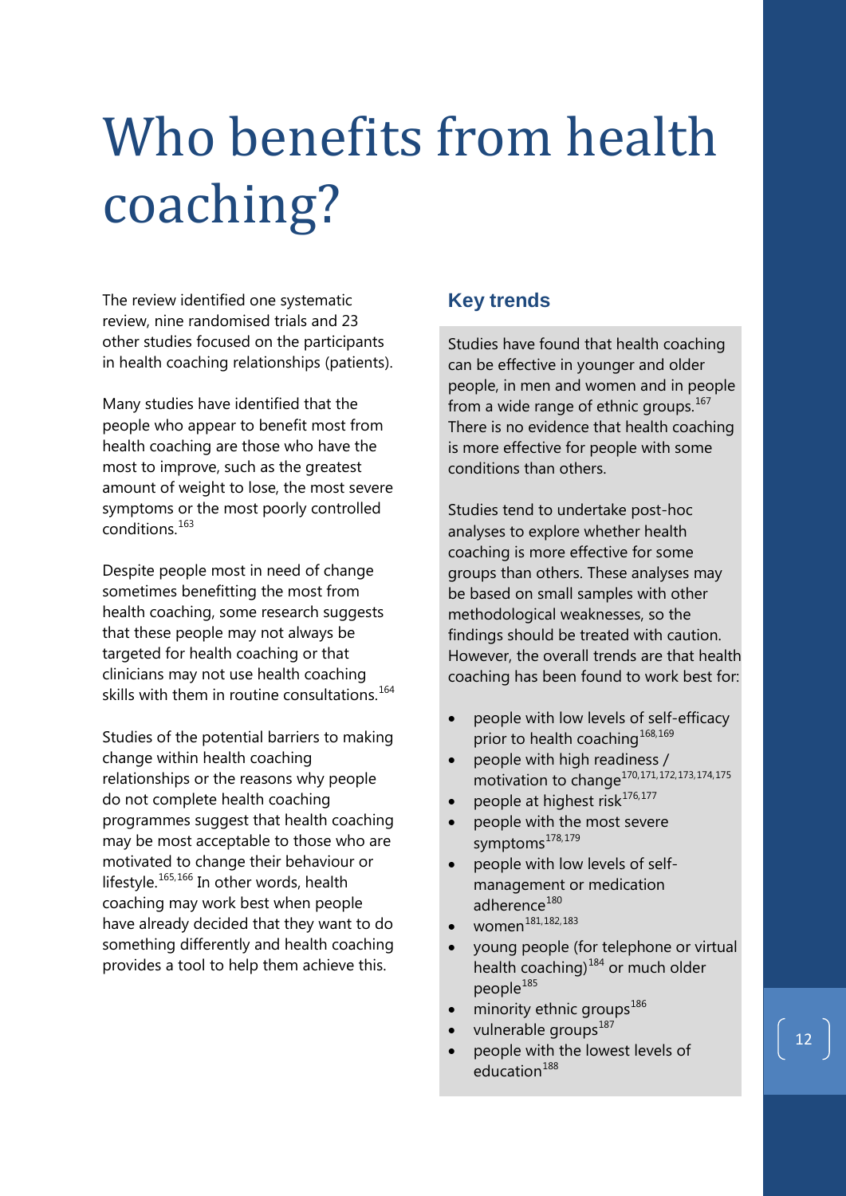# Who benefits from health coaching?

The review identified one systematic review, nine randomised trials and 23 other studies focused on the participants in health coaching relationships (patients).

Many studies have identified that the people who appear to benefit most from health coaching are those who have the most to improve, such as the greatest amount of weight to lose, the most severe symptoms or the most poorly controlled conditions.[163]

Despite people most in need of change sometimes benefitting the most from health coaching, some research suggests that these people may not always be targeted for health coaching or that clinicians may not use health coaching skills with them in routine consultations.[164]

Studies of the potential barriers to making change within health coaching relationships or the reasons why people do not complete health coaching programmes suggest that health coaching may be most acceptable to those who are motivated to change their behaviour or lifestyle.[165,166] In other words, health coaching may work best when people have already decided that they want to do something differently and health coaching provides a tool to help them achieve this.

## Key trends

Studies have found that health coaching can be effective in younger and older people, in men and women and in people from a wide range of ethnic groups.[167] There is no evidence that health coaching is more effective for people with some conditions than others.

Studies tend to undertake post-hoc analyses to explore whether health coaching is more effective for some groups than others. These analyses may be based on small samples with other methodological weaknesses, so the findings should be treated with caution. However, the overall trends are that health coaching has been found to work best for:

- people with low levels of self-efficacy prior to health coaching[168,169]
- people with high readiness / motivation to change[170,171,172,173,174,175]
- people at highest risk[176,177]
- people with the most severe symptoms[178,179]
- people with low levels of self-management or medication adherence[180]
- women[181,182,183]
- young people (for telephone or virtual health coaching)[184] or much older people[185]
- minority ethnic groups[186]
- vulnerable groups[187]
- people with the lowest levels of education[188]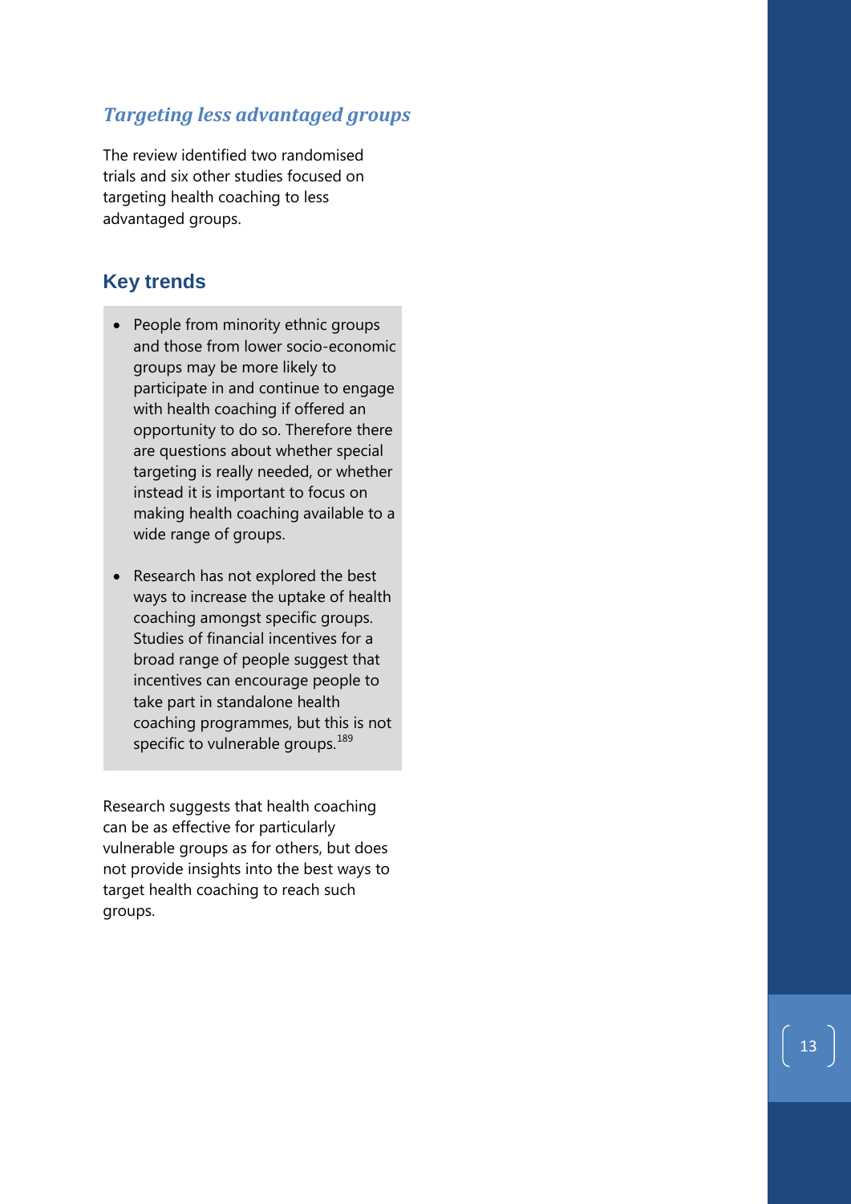### *Targeting less advantaged groups*

The review identified two randomised trials and six other studies focused on targeting health coaching to less advantaged groups.

## Key trends

- People from minority ethnic groups and those from lower socio-economic groups may be more likely to participate in and continue to engage with health coaching if offered an opportunity to do so. Therefore there are questions about whether special targeting is really needed, or whether instead it is important to focus on making health coaching available to a wide range of groups.
- Research has not explored the best ways to increase the uptake of health coaching amongst specific groups. Studies of financial incentives for a broad range of people suggest that incentives can encourage people to take part in standalone health coaching programmes, but this is not specific to vulnerable groups.[189]

Research suggests that health coaching can be as effective for particularly vulnerable groups as for others, but does not provide insights into the best ways to target health coaching to reach such groups.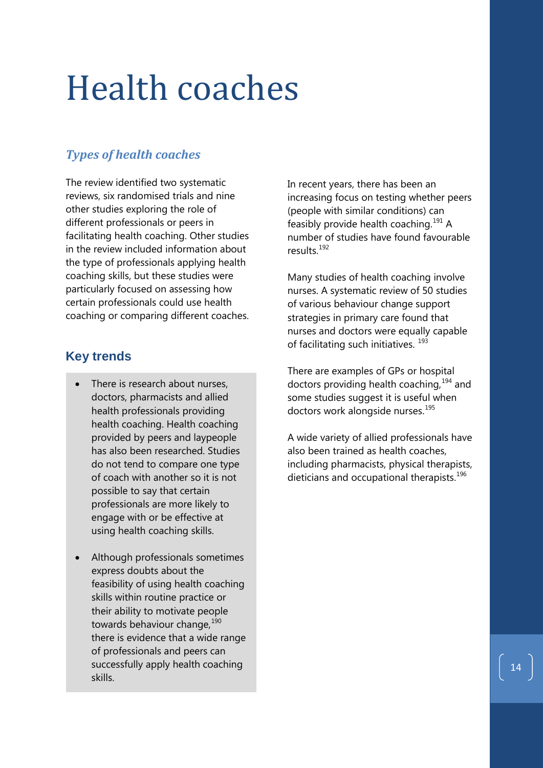# Health coaches

### *Types of health coaches*

The review identified two systematic reviews, six randomised trials and nine other studies exploring the role of different professionals or peers in facilitating health coaching. Other studies in the review included information about the type of professionals applying health coaching skills, but these studies were particularly focused on assessing how certain professionals could use health coaching or comparing different coaches.

## Key trends

- There is research about nurses, doctors, pharmacists and allied health professionals providing health coaching. Health coaching provided by peers and laypeople has also been researched. Studies do not tend to compare one type of coach with another so it is not possible to say that certain professionals are more likely to engage with or be effective at using health coaching skills.
- Although professionals sometimes express doubts about the feasibility of using health coaching skills within routine practice or their ability to motivate people towards behaviour change,[190] there is evidence that a wide range of professionals and peers can successfully apply health coaching skills.

In recent years, there has been an increasing focus on testing whether peers (people with similar conditions) can feasibly provide health coaching.[191] A number of studies have found favourable results.[192]

Many studies of health coaching involve nurses. A systematic review of 50 studies of various behaviour change support strategies in primary care found that nurses and doctors were equally capable of facilitating such initiatives.[193]

There are examples of GPs or hospital doctors providing health coaching,[194] and some studies suggest it is useful when doctors work alongside nurses.[195]

A wide variety of allied professionals have also been trained as health coaches, including pharmacists, physical therapists, dieticians and occupational therapists.[196]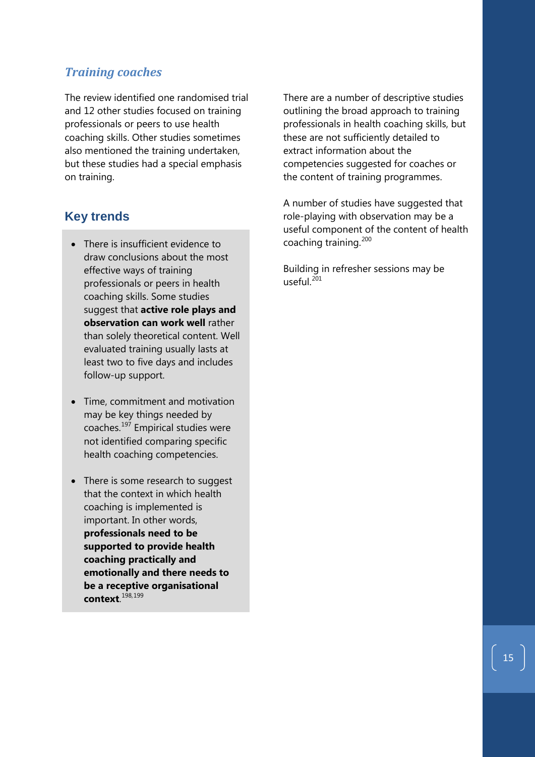## *Training coaches*

The review identified one randomised trial and 12 other studies focused on training professionals or peers to use health coaching skills. Other studies sometimes also mentioned the training undertaken, but these studies had a special emphasis on training.

## Key trends

- There is insufficient evidence to draw conclusions about the most effective ways of training professionals or peers in health coaching skills. Some studies suggest that **active role plays and observation can work well** rather than solely theoretical content. Well evaluated training usually lasts at least two to five days and includes follow-up support.
- Time, commitment and motivation may be key things needed by coaches.[197] Empirical studies were not identified comparing specific health coaching competencies.
- There is some research to suggest that the context in which health coaching is implemented is important. In other words, **professionals need to be supported to provide health coaching practically and emotionally and there needs to be a receptive organisational context**.[198,199]

There are a number of descriptive studies outlining the broad approach to training professionals in health coaching skills, but these are not sufficiently detailed to extract information about the competencies suggested for coaches or the content of training programmes.

A number of studies have suggested that role-playing with observation may be a useful component of the content of health coaching training.[200]

Building in refresher sessions may be useful.[201]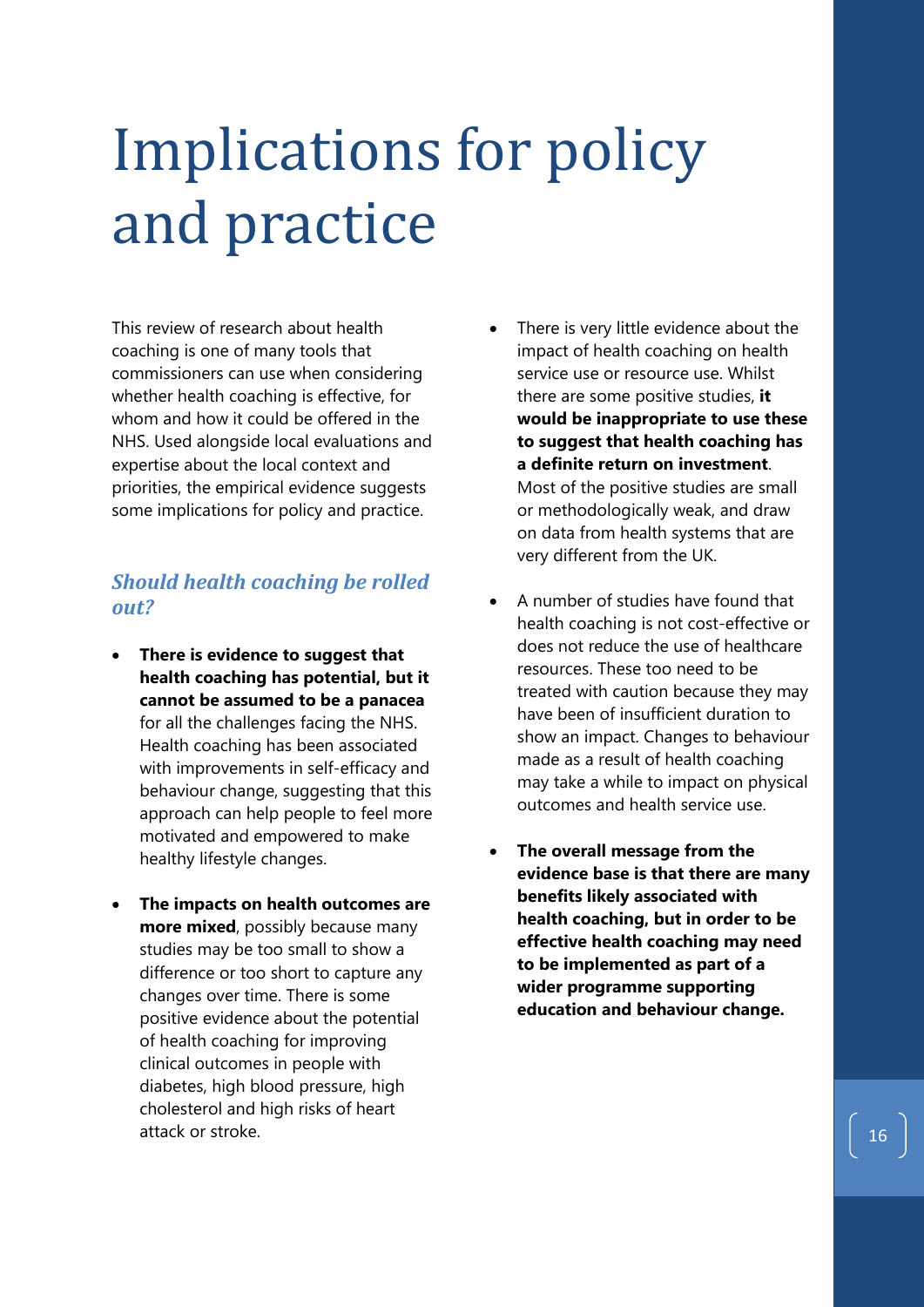# Implications for policy and practice

This review of research about health coaching is one of many tools that commissioners can use when considering whether health coaching is effective, for whom and how it could be offered in the NHS. Used alongside local evaluations and expertise about the local context and priorities, the empirical evidence suggests some implications for policy and practice.

### *Should health coaching be rolled out?*

- **There is evidence to suggest that health coaching has potential, but it cannot be assumed to be a panacea** for all the challenges facing the NHS. Health coaching has been associated with improvements in self-efficacy and behaviour change, suggesting that this approach can help people to feel more motivated and empowered to make healthy lifestyle changes.

- **The impacts on health outcomes are more mixed**, possibly because many studies may be too small to show a difference or too short to capture any changes over time. There is some positive evidence about the potential of health coaching for improving clinical outcomes in people with diabetes, high blood pressure, high cholesterol and high risks of heart attack or stroke.

- There is very little evidence about the impact of health coaching on health service use or resource use. Whilst there are some positive studies, **it would be inappropriate to use these to suggest that health coaching has a definite return on investment**. Most of the positive studies are small or methodologically weak, and draw on data from health systems that are very different from the UK.

- A number of studies have found that health coaching is not cost-effective or does not reduce the use of healthcare resources. These too need to be treated with caution because they may have been of insufficient duration to show an impact. Changes to behaviour made as a result of health coaching may take a while to impact on physical outcomes and health service use.

- **The overall message from the evidence base is that there are many benefits likely associated with health coaching, but in order to be effective health coaching may need to be implemented as part of a wider programme supporting education and behaviour change.**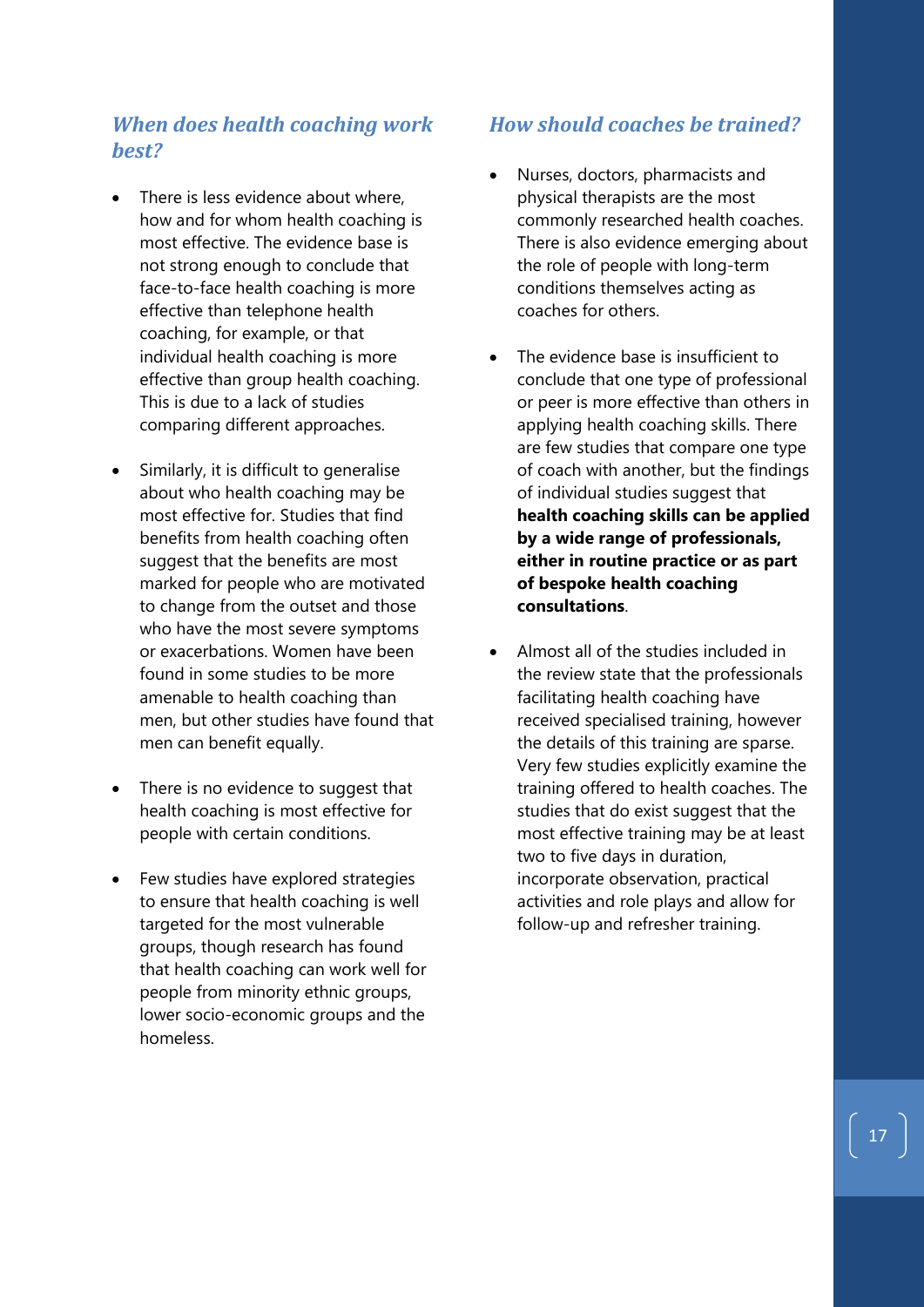### *When does health coaching work best?*

- There is less evidence about where, how and for whom health coaching is most effective. The evidence base is not strong enough to conclude that face-to-face health coaching is more effective than telephone health coaching, for example, or that individual health coaching is more effective than group health coaching. This is due to a lack of studies comparing different approaches.

- Similarly, it is difficult to generalise about who health coaching may be most effective for. Studies that find benefits from health coaching often suggest that the benefits are most marked for people who are motivated to change from the outset and those who have the most severe symptoms or exacerbations. Women have been found in some studies to be more amenable to health coaching than men, but other studies have found that men can benefit equally.

- There is no evidence to suggest that health coaching is most effective for people with certain conditions.

- Few studies have explored strategies to ensure that health coaching is well targeted for the most vulnerable groups, though research has found that health coaching can work well for people from minority ethnic groups, lower socio-economic groups and the homeless.

### *How should coaches be trained?*

- Nurses, doctors, pharmacists and physical therapists are the most commonly researched health coaches. There is also evidence emerging about the role of people with long-term conditions themselves acting as coaches for others.

- The evidence base is insufficient to conclude that one type of professional or peer is more effective than others in applying health coaching skills. There are few studies that compare one type of coach with another, but the findings of individual studies suggest that **health coaching skills can be applied by a wide range of professionals, either in routine practice or as part of bespoke health coaching consultations**.

- Almost all of the studies included in the review state that the professionals facilitating health coaching have received specialised training, however the details of this training are sparse. Very few studies explicitly examine the training offered to health coaches. The studies that do exist suggest that the most effective training may be at least two to five days in duration, incorporate observation, practical activities and role plays and allow for follow-up and refresher training.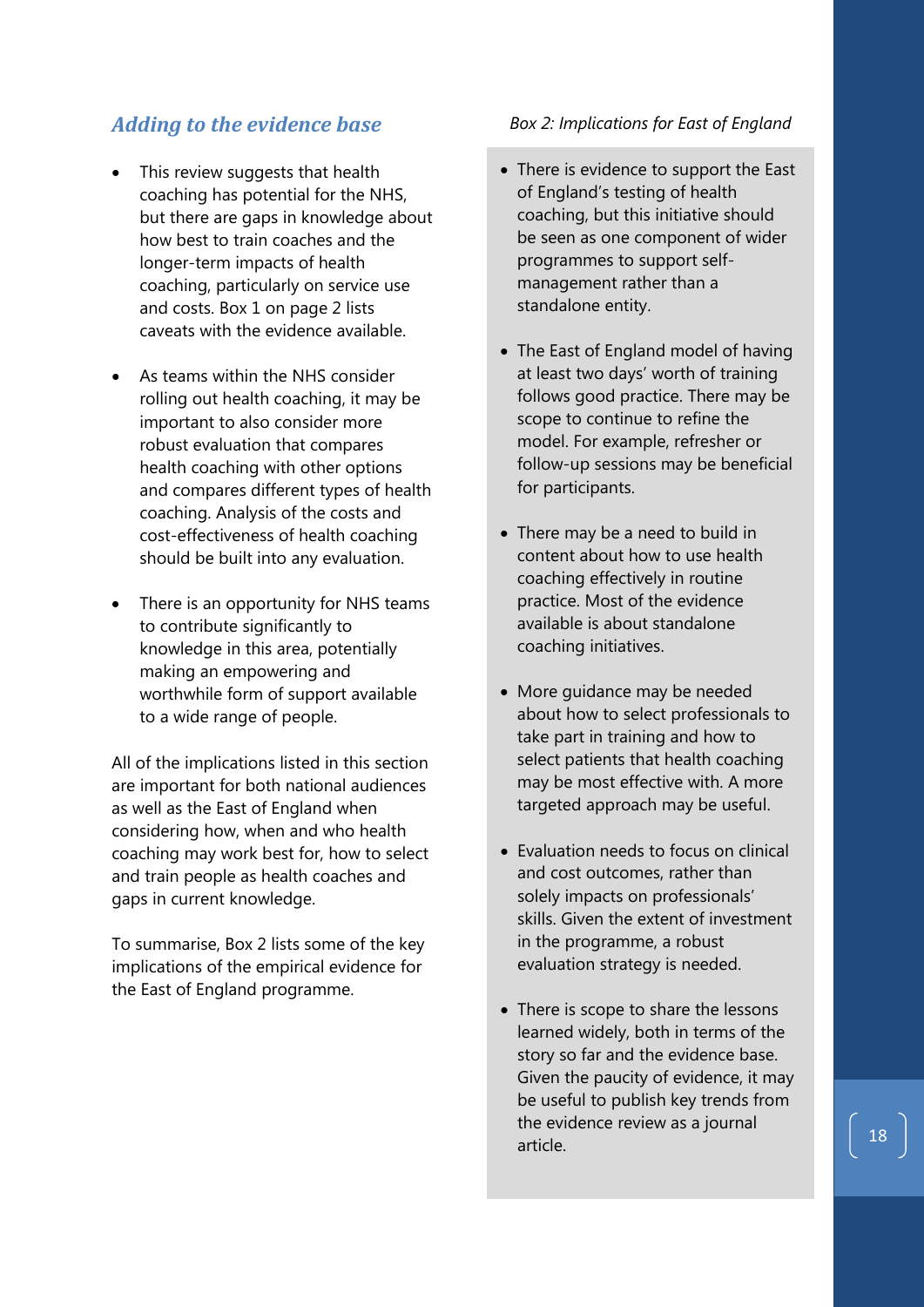## *Adding to the evidence base*

- This review suggests that health coaching has potential for the NHS, but there are gaps in knowledge about how best to train coaches and the longer-term impacts of health coaching, particularly on service use and costs. Box 1 on page 2 lists caveats with the evidence available.
- As teams within the NHS consider rolling out health coaching, it may be important to also consider more robust evaluation that compares health coaching with other options and compares different types of health coaching. Analysis of the costs and cost-effectiveness of health coaching should be built into any evaluation.
- There is an opportunity for NHS teams to contribute significantly to knowledge in this area, potentially making an empowering and worthwhile form of support available to a wide range of people.

All of the implications listed in this section are important for both national audiences as well as the East of England when considering how, when and who health coaching may work best for, how to select and train people as health coaches and gaps in current knowledge.

To summarise, Box 2 lists some of the key implications of the empirical evidence for the East of England programme.

*Box 2: Implications for East of England*

- There is evidence to support the East of England's testing of health coaching, but this initiative should be seen as one component of wider programmes to support self-management rather than a standalone entity.
- The East of England model of having at least two days' worth of training follows good practice. There may be scope to continue to refine the model. For example, refresher or follow-up sessions may be beneficial for participants.
- There may be a need to build in content about how to use health coaching effectively in routine practice. Most of the evidence available is about standalone coaching initiatives.
- More guidance may be needed about how to select professionals to take part in training and how to select patients that health coaching may be most effective with. A more targeted approach may be useful.
- Evaluation needs to focus on clinical and cost outcomes, rather than solely impacts on professionals' skills. Given the extent of investment in the programme, a robust evaluation strategy is needed.
- There is scope to share the lessons learned widely, both in terms of the story so far and the evidence base. Given the paucity of evidence, it may be useful to publish key trends from the evidence review as a journal article.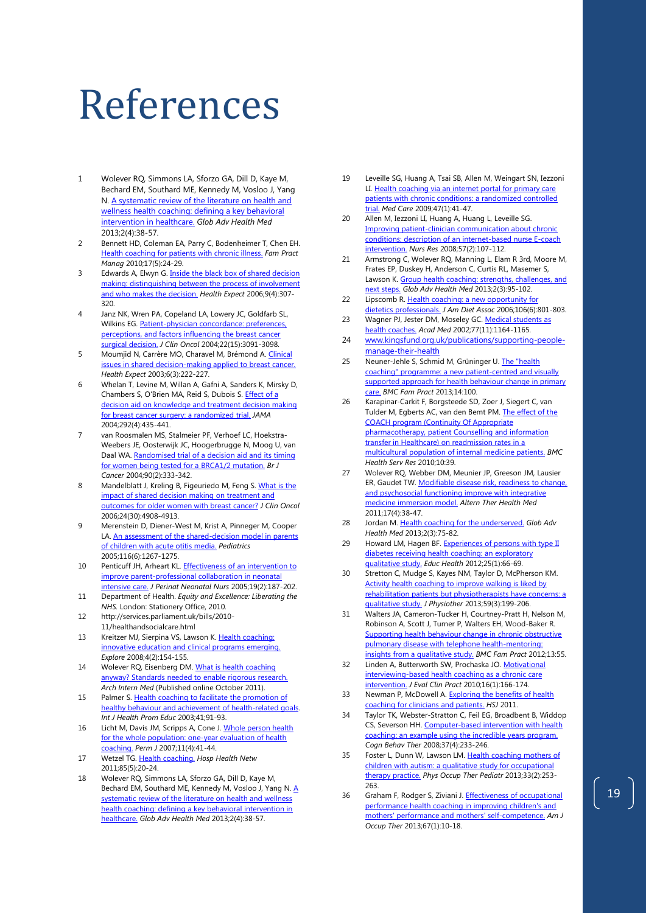# References

1. Wolever RQ, Simmons LA, Sforzo GA, Dill D, Kaye M, Bechard EM, Southard ME, Kennedy M, Vosloo J, Yang N. A systematic review of the literature on health and wellness health coaching: defining a key behavioral intervention in healthcare. *Glob Adv Health Med* 2013;2(4):38-57.
2. Bennett HD, Coleman EA, Parry C, Bodenheimer T, Chen EH. Health coaching for patients with chronic illness. *Fam Pract Manag* 2010;17(5):24-29.
3. Edwards A, Elwyn G. Inside the black box of shared decision making: distinguishing between the process of involvement and who makes the decision. *Health Expect* 2006;9(4):307-320.
4. Janz NK, Wren PA, Copeland LA, Lowery JC, Goldfarb SL, Wilkins EG. Patient-physician concordance: preferences, perceptions, and factors influencing the breast cancer surgical decision. *J Clin Oncol* 2004;22(15):3091-3098.
5. Moumjid N, Carrère MO, Charavel M, Brémond A. Clinical issues in shared decision-making applied to breast cancer. *Health Expect* 2003;6(3):222-227.
6. Whelan T, Levine M, Willan A, Gafni A, Sanders K, Mirsky D, Chambers S, O'Brien MA, Reid S, Dubois S. Effect of a decision aid on knowledge and treatment decision making for breast cancer surgery: a randomized trial. *JAMA* 2004;292(4):435-441.
7. van Roosmalen MS, Stalmeier PF, Verhoef LC, Hoekstra-Weebers JE, Oosterwijk JC, Hoogerbrugge N, Moog U, van Daal WA. Randomised trial of a decision aid and its timing for women being tested for a BRCA1/2 mutation. *Br J Cancer* 2004;90(2):333-342.
8. Mandelblatt J, Kreling B, Figeuriedo M, Feng S. What is the impact of shared decision making on treatment and outcomes for older women with breast cancer? *J Clin Oncol* 2006;24(30):4908-4913.
9. Merenstein D, Diener-West M, Krist A, Pinneger M, Cooper LA. An assessment of the shared-decision model in parents of children with acute otitis media. *Pediatrics* 2005;116(6):1267-1275.
10. Penticuff JH, Arheart KL. Effectiveness of an intervention to improve parent-professional collaboration in neonatal intensive care. *J Perinat Neonatal Nurs* 2005;19(2):187-202.
11. Department of Health. *Equity and Excellence: Liberating the NHS.* London: Stationery Office, 2010.
12. http://services.parliament.uk/bills/2010-11/healthandsocialcare.html
13. Kreitzer MJ, Sierpina VS, Lawson K. Health coaching: innovative education and clinical programs emerging. *Explore* 2008;4(2):154-155.
14. Wolever RQ, Eisenberg DM. What is health coaching anyway? Standards needed to enable rigorous research. *Arch Intern Med* (Published online October 2011).
15. Palmer S. Health coaching to facilitate the promotion of healthy behaviour and achievement of health-related goals. *Int J Health Prom Educ* 2003;41;91-93.
16. Licht M, Davis JM, Scripps A, Cone J. Whole person health for the whole population: one-year evaluation of health coaching. *Perm J* 2007;11(4):41-44.
17. Wetzel TG. Health coaching. *Hosp Health Netw* 2011;85(5):20-24.
18. Wolever RQ, Simmons LA, Sforzo GA, Dill D, Kaye M, Bechard EM, Southard ME, Kennedy M, Vosloo J, Yang N. A systematic review of the literature on health and wellness health coaching: defining a key behavioral intervention in healthcare. *Glob Adv Health Med* 2013;2(4):38-57.
19. Leveille SG, Huang A, Tsai SB, Allen M, Weingart SN, Iezzoni LI. Health coaching via an internet portal for primary care patients with chronic conditions: a randomized controlled trial. *Med Care* 2009;47(1):41-47.
20. Allen M, Iezzoni LI, Huang A, Huang L, Leveille SG. Improving patient-clinician communication about chronic conditions: description of an internet-based nurse E-coach intervention. *Nurs Res* 2008;57(2):107-112.
21. Armstrong C, Wolever RQ, Manning L, Elam R 3rd, Moore M, Frates EP, Duskey H, Anderson C, Curtis RL, Masemer S, Lawson K. Group health coaching: strengths, challenges, and next steps. *Glob Adv Health Med* 2013;2(3):95-102.
22. Lipscomb R. Health coaching: a new opportunity for dietetics professionals. *J Am Diet Assoc* 2006;106(6):801-803.
23. Wagner PJ, Jester DM, Moseley GC. Medical students as health coaches. *Acad Med* 2002;77(11):1164-1165.
24. www.kingsfund.org.uk/publications/supporting-people-manage-their-health
25. Neuner-Jehle S, Schmid M, Grüninger U. The "health coaching" programme: a new patient-centred and visually supported approach for health behaviour change in primary care. *BMC Fam Pract* 2013;14:100.
26. Karapinar-Carkit F, Borgsteede SD, Zoer J, Siegert C, van Tulder M, Egberts AC, van den Bemt PM. The effect of the COACH program (Continuity Of Appropriate pharmacotherapy, patient Counselling and information transfer in Healthcare) on readmission rates in a multicultural population of internal medicine patients. *BMC Health Serv Res* 2010;10:39.
27. Wolever RQ, Webber DM, Meunier JP, Greeson JM, Lausier ER, Gaudet TW. Modifiable disease risk, readiness to change, and psychosocial functioning improve with integrative medicine immersion model. *Altern Ther Health Med* 2011;17(4):38-47.
28. Jordan M. Health coaching for the underserved. *Glob Adv Health Med* 2013;2(3):75-82.
29. Howard LM, Hagen BF. Experiences of persons with type II diabetes receiving health coaching: an exploratory qualitative study. *Educ Health* 2012;25(1):66-69.
30. Stretton C, Mudge S, Kayes NM, Taylor D, McPherson KM. Activity health coaching to improve walking is liked by rehabilitation patients but physiotherapists have concerns: a qualitative study. *J Physiother* 2013;59(3):199-206.
31. Walters JA, Cameron-Tucker H, Courtney-Pratt H, Nelson M, Robinson A, Scott J, Turner P, Walters EH, Wood-Baker R. Supporting health behaviour change in chronic obstructive pulmonary disease with telephone health-mentoring: insights from a qualitative study. *BMC Fam Pract* 2012;13:55.
32. Linden A, Butterworth SW, Prochaska JO. Motivational interviewing-based health coaching as a chronic care intervention. *J Eval Clin Pract* 2010;16(1):166-174.
33. Newman P, McDowell A. Exploring the benefits of health coaching for clinicians and patients. *HSJ* 2011.
34. Taylor TK, Webster-Stratton C, Feil EG, Broadbent B, Widdop CS, Severson HH. Computer-based intervention with health coaching: an example using the incredible years program. *Cogn Behav Ther* 2008;37(4):233-246.
35. Foster L, Dunn W, Lawson LM. Health coaching mothers of children with autism: a qualitative study for occupational therapy practice. *Phys Occup Ther Pediatr* 2013;33(2):253-263.
36. Graham F, Rodger S, Ziviani J. Effectiveness of occupational performance health coaching in improving children's and mothers' performance and mothers' self-competence. *Am J Occup Ther* 2013;67(1):10-18.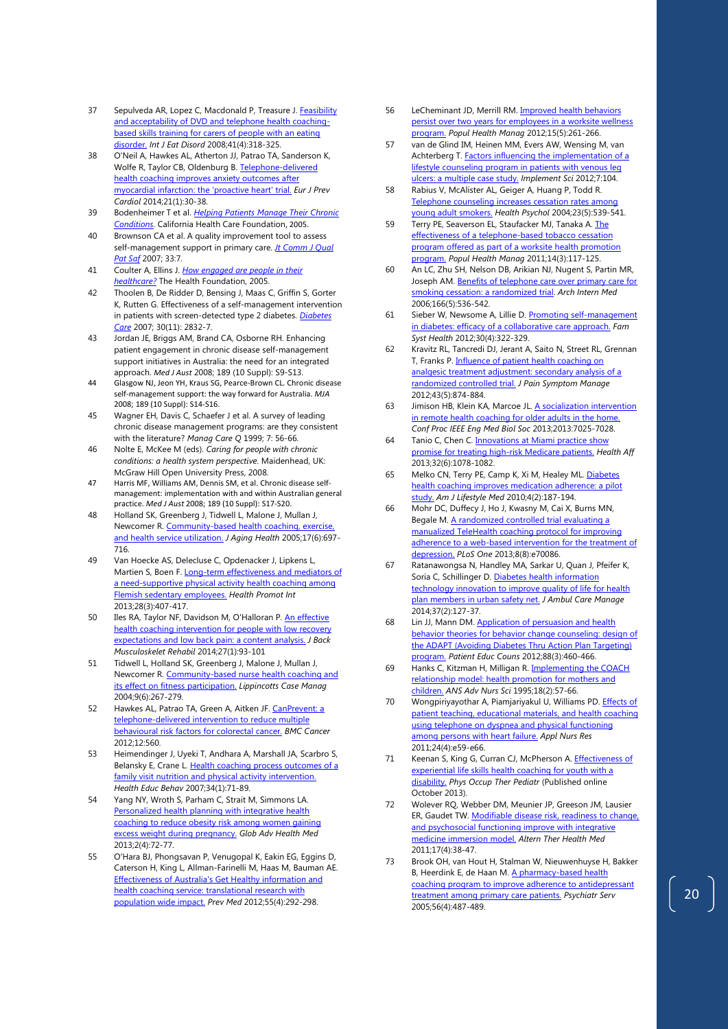37 Sepulveda AR, Lopez C, Macdonald P, Treasure J. Feasibility and acceptability of DVD and telephone health coaching-based skills training for carers of people with an eating disorder. *Int J Eat Disord* 2008;41(4):318-325.

38 O'Neil A, Hawkes AL, Atherton JJ, Patrao TA, Sanderson K, Wolfe R, Taylor CB, Oldenburg B. Telephone-delivered health coaching improves anxiety outcomes after myocardial infarction: the 'proactive heart' trial. *Eur J Prev Cardiol* 2014;21(1):30-38.

39 Bodenheimer T et al. *Helping Patients Manage Their Chronic Conditions.* California Health Care Foundation, 2005.

40 Brownson CA et al. A quality improvement tool to assess self-management support in primary care. *Jt Comm J Qual Pat Saf* 2007; 33:7.

41 Coulter A, Ellins J. *How engaged are people in their healthcare?* The Health Foundation, 2005.

42 Thoolen B, De Ridder D, Bensing J, Maas C, Griffin S, Gorter K, Rutten G. Effectiveness of a self-management intervention in patients with screen-detected type 2 diabetes. *Diabetes Care* 2007; 30(11): 2832-7.

43 Jordan JE, Briggs AM, Brand CA, Osborne RH. Enhancing patient engagement in chronic disease self-management support initiatives in Australia: the need for an integrated approach. *Med J Aust* 2008; 189 (10 Suppl): S9-S13.

44 Glasgow NJ, Jeon YH, Kraus SG, Pearce-Brown CL. Chronic disease self-management support: the way forward for Australia. *MJA* 2008; 189 (10 Suppl): S14-S16.

45 Wagner EH, Davis C, Schaefer J et al. A survey of leading chronic disease management programs: are they consistent with the literature? *Manag Care Q* 1999; 7: 56-66.

46 Nolte E, McKee M (eds). *Caring for people with chronic conditions: a health system perspective.* Maidenhead, UK: McGraw Hill Open University Press, 2008.

47 Harris MF, Williams AM, Dennis SM, et al. Chronic disease self-management: implementation with and within Australian general practice. *Med J Aust* 2008; 189 (10 Suppl): S17-S20.

48 Holland SK, Greenberg J, Tidwell L, Malone J, Mullan J, Newcomer R. Community-based health coaching, exercise, and health service utilization. *J Aging Health* 2005;17(6):697-716.

49 Van Hoecke AS, Delecluse C, Opdenacker J, Lipkens L, Martien S, Boen F. Long-term effectiveness and mediators of a need-supportive physical activity health coaching among Flemish sedentary employees. *Health Promot Int* 2013;28(3):407-417.

50 Iles RA, Taylor NF, Davidson M, O'Halloran P. An effective health coaching intervention for people with low recovery expectations and low back pain: a content analysis. *J Back Musculoskelet Rehabil* 2014;27(1):93-101

51 Tidwell L, Holland SK, Greenberg J, Malone J, Mullan J, Newcomer R. Community-based nurse health coaching and its effect on fitness participation. *Lippincotts Case Manag* 2004;9(6):267-279.

52 Hawkes AL, Patrao TA, Green A, Aitken JF. CanPrevent: a telephone-delivered intervention to reduce multiple behavioural risk factors for colorectal cancer. *BMC Cancer* 2012;12:560.

53 Heimendinger J, Uyeki T, Andhara A, Marshall JA, Scarbro S, Belansky E, Crane L. Health coaching process outcomes of a family visit nutrition and physical activity intervention. *Health Educ Behav* 2007;34(1):71-89.

54 Yang NY, Wroth S, Parham C, Strait M, Simmons LA. Personalized health planning with integrative health coaching to reduce obesity risk among women gaining excess weight during pregnancy. *Glob Adv Health Med* 2013;2(4):72-77.

55 O'Hara BJ, Phongsavan P, Venugopal K, Eakin EG, Eggins D, Caterson H, King L, Allman-Farinelli M, Haas M, Bauman AE. Effectiveness of Australia's Get Healthy information and health coaching service: translational research with population wide impact. *Prev Med* 2012;55(4):292-298.

56 LeCheminant JD, Merrill RM. Improved health behaviors persist over two years for employees in a worksite wellness program. *Popul Health Manag* 2012;15(5):261-266.

57 van de Glind IM, Heinen MM, Evers AW, Wensing M, van Achterberg T. Factors influencing the implementation of a lifestyle counseling program in patients with venous leg ulcers: a multiple case study. *Implement Sci* 2012;7:104.

58 Rabius V, McAlister AL, Geiger A, Huang P, Todd R. Telephone counseling increases cessation rates among young adult smokers. *Health Psychol* 2004;23(5):539-541.

59 Terry PE, Seaverson EL, Staufacker MJ, Tanaka A. The effectiveness of a telephone-based tobacco cessation program offered as part of a worksite health promotion program. *Popul Health Manag* 2011;14(3):117-125.

60 An LC, Zhu SH, Nelson DB, Arikian NJ, Nugent S, Partin MR, Joseph AM. Benefits of telephone care over primary care for smoking cessation: a randomized trial. *Arch Intern Med* 2006;166(5):536-542.

61 Sieber W, Newsome A, Lillie D. Promoting self-management in diabetes: efficacy of a collaborative care approach. *Fam Syst Health* 2012;30(4):322-329.

62 Kravitz RL, Tancredi DJ, Jerant A, Saito N, Street RL, Grennan T, Franks P. Influence of patient health coaching on analgesic treatment adjustment: secondary analysis of a randomized controlled trial. *J Pain Symptom Manage* 2012;43(5):874-884.

63 Jimison HB, Klein KA, Marcoe JL. A socialization intervention in remote health coaching for older adults in the home. *Conf Proc IEEE Eng Med Biol Soc* 2013;2013:7025-7028.

64 Tanio C, Chen C. Innovations at Miami practice show promise for treating high-risk Medicare patients. *Health Aff* 2013;32(6):1078-1082.

65 Melko CN, Terry PE, Camp K, Xi M, Healey ML. Diabetes health coaching improves medication adherence: a pilot study. *Am J Lifestyle Med* 2010;4(2):187-194.

66 Mohr DC, Duffecy J, Ho J, Kwasny M, Cai X, Burns MN, Begale M. A randomized controlled trial evaluating a manualized TeleHealth coaching protocol for improving adherence to a web-based intervention for the treatment of depression. *PLoS One* 2013;8(8):e70086.

67 Ratanawongsa N, Handley MA, Sarkar U, Quan J, Pfeifer K, Soria C, Schillinger D. Diabetes health information technology innovation to improve quality of life for health plan members in urban safety net. *J Ambul Care Manage* 2014;37(2):127-37.

68 Lin JJ, Mann DM. Application of persuasion and health behavior theories for behavior change counseling: design of the ADAPT (Avoiding Diabetes Thru Action Plan Targeting) program. *Patient Educ Couns* 2012;88(3):460-466.

69 Hanks C, Kitzman H, Milligan R. Implementing the COACH relationship model: health promotion for mothers and children. *ANS Adv Nurs Sci* 1995;18(2):57-66.

70 Wongpiriyayothar A, Piamjariyakul U, Williams PD. Effects of patient teaching, educational materials, and health coaching using telephone on dyspnea and physical functioning among persons with heart failure. *Appl Nurs Res* 2011;24(4):e59-e66.

71 Keenan S, King G, Curran CJ, McPherson A. Effectiveness of experiential life skills health coaching for youth with a disability. *Phys Occup Ther Pediatr* (Published online October 2013).

72 Wolever RQ, Webber DM, Meunier JP, Greeson JM, Lausier ER, Gaudet TW. Modifiable disease risk, readiness to change, and psychosocial functioning improve with integrative medicine immersion model. *Altern Ther Health Med* 2011;17(4):38-47.

73 Brook OH, van Hout H, Stalman W, Nieuwenhuyse H, Bakker B, Heerdink E, de Haan M. A pharmacy-based health coaching program to improve adherence to antidepressant treatment among primary care patients. *Psychiatr Serv* 2005;56(4):487-489.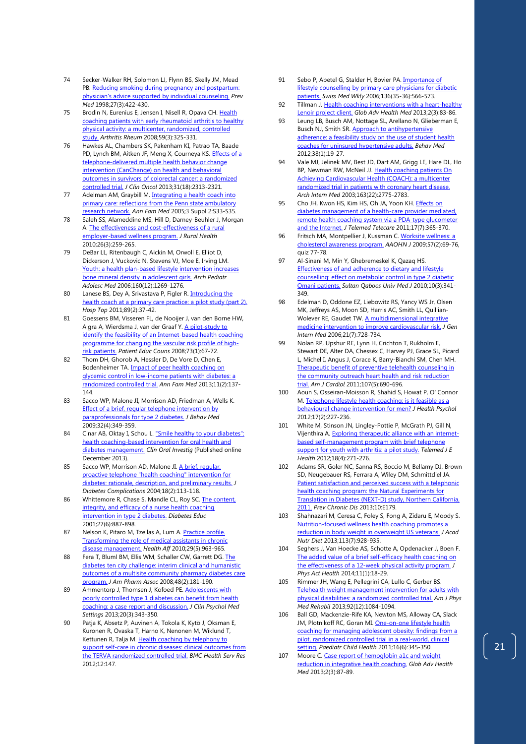74 Secker-Walker RH, Solomon LJ, Flynn BS, Skelly JM, Mead PB. Reducing smoking during pregnancy and postpartum: physician's advice supported by individual counseling. *Prev Med* 1998;27(3):422-430.

75 Brodin N, Eurenius E, Jensen I, Nisell R, Opava CH. Health coaching patients with early rheumatoid arthritis to healthy physical activity: a multicenter, randomized, controlled study. *Arthritis Rheum* 2008;59(3):325-331.

76 Hawkes AL, Chambers SK, Pakenham KI, Patrao TA, Baade PD, Lynch BM, Aitken JF, Meng X, Courneya KS. Effects of a telephone-delivered multiple health behavior change intervention (CanChange) on health and behavioral outcomes in survivors of colorectal cancer: a randomized controlled trial. *J Clin Oncol* 2013;31(18):2313-2321.

77 Adelman AM, Graybill M. Integrating a health coach into primary care: reflections from the Penn state ambulatory research network. *Ann Fam Med* 2005;3 Suppl 2:S33-S35.

78 Saleh SS, Alameddine MS, Hill D, Darney-Beuhler J, Morgan A. The effectiveness and cost-effectiveness of a rural employer-based wellness program. *J Rural Health* 2010;26(3):259-265.

79 DeBar LL, Ritenbaugh C, Aickin M, Orwoll E, Elliot D, Dickerson J, Vuckovic N, Stevens VJ, Moe E, Irving LM. Youth: a health plan-based lifestyle intervention increases bone mineral density in adolescent girls. *Arch Pediatr Adolesc Med* 2006;160(12):1269-1276.

80 Lanese BS, Dey A, Srivastava P, Figler R. Introducing the health coach at a primary care practice: a pilot study (part 2). *Hosp Top* 2011;89(2):37-42.

81 Goessens BM, Visseren FL, de Nooijer J, van den Borne HW, Algra A, Wierdsma J, van der Graaf Y. A pilot-study to identify the feasibility of an Internet-based health coaching programme for changing the vascular risk profile of high-risk patients. *Patient Educ Couns* 2008;73(1):67-72.

82 Thom DH, Ghorob A, Hessler D, De Vore D, Chen E, Bodenheimer TA. Impact of peer health coaching on glycemic control in low-income patients with diabetes: a randomized controlled trial. *Ann Fam Med* 2013;11(2):137-144.

83 Sacco WP, Malone JI, Morrison AD, Friedman A, Wells K. Effect of a brief, regular telephone intervention by paraprofessionals for type 2 diabetes. *J Behav Med* 2009;32(4):349-359.

84 Cinar AB, Oktay I, Schou L. "Smile healthy to your diabetes": health coaching-based intervention for oral health and diabetes management. *Clin Oral Investig* (Published online December 2013).

85 Sacco WP, Morrison AD, Malone JI. A brief, regular, proactive telephone "health coaching" intervention for diabetes: rationale, description, and preliminary results. *J Diabetes Complications* 2004;18(2):113-118.

86 Whittemore R, Chase S, Mandle CL, Roy SC. The content, integrity, and efficacy of a nurse health coaching intervention in type 2 diabetes. *Diabetes Educ* 2001;27(6):887-898.

87 Nelson K, Pitaro M, Tzellas A, Lum A. Practice profile. Transforming the role of medical assistants in chronic disease management. *Health Aff* 2010;29(5):963-965.

88 Fera T, Bluml BM, Ellis WM, Schaller CW, Garrett DG. The diabetes ten city challenge: interim clinical and humanistic outcomes of a multisite community pharmacy diabetes care program. *J Am Pharm Assoc* 2008;48(2):181-190.

89 Ammentorp J, Thomsen J, Kofoed PE. Adolescents with poorly controlled type 1 diabetes can benefit from health coaching: a case report and discussion. *J Clin Psychol Med Settings* 2013;20(3):343-350.

90 Patja K, Absetz P, Auvinen A, Tokola K, Kytö J, Oksman E, Kuronen R, Ovaska T, Harno K, Nenonen M, Wiklund T, Kettunen R, Talja M. Health coaching by telephony to support self-care in chronic diseases: clinical outcomes from the TERVA randomized controlled trial. *BMC Health Serv Res* 2012;12:147.

91 Sebo P, Abetel G, Stalder H, Bovier PA. Importance of lifestyle counselling by primary care physicians for diabetic patients. *Swiss Med Wkly* 2006;136(35-36):566-573.

92 Tillman J. Health coaching interventions with a heart-healthy Lenoir project client. *Glob Adv Health Med* 2013;2(3):83-86.

93 Leung LB, Busch AM, Nottage SL, Arellano N, Glieberman E, Busch NJ, Smith SR. Approach to antihypertensive adherence: a feasibility study on the use of student health coaches for uninsured hypertensive adults. *Behav Med* 2012;38(1):19-27.

94 Vale MJ, Jelinek MV, Best JD, Dart AM, Grigg LE, Hare DL, Ho BP, Newman RW, McNeil JJ. Health coaching patients On Achieving Cardiovascular Health (COACH): a multicenter randomized trial in patients with coronary heart disease. *Arch Intern Med* 2003;163(22):2775-2783.

95 Cho JH, Kwon HS, Kim HS, Oh JA, Yoon KH. Effects on diabetes management of a health-care provider mediated, remote health coaching system via a PDA-type glucometer and the Internet. *J Telemed Telecare* 2011;17(7):365-370.

96 Fritsch MA, Montpellier J, Kussman C. Worksite wellness: a cholesterol awareness program. *AAOHN J* 2009;57(2):69-76, quiz 77-78.

97 Al-Sinani M, Min Y, Ghebremeskel K, Qazaq HS. Effectiveness of and adherence to dietary and lifestyle counselling: effect on metabolic control in type 2 diabetic Omani patients. *Sultan Qaboos Univ Med J* 2010;10(3):341-349.

98 Edelman D, Oddone EZ, Liebowitz RS, Yancy WS Jr, Olsen MK, Jeffreys AS, Moon SD, Harris AC, Smith LL, Quillian-Wolever RE, Gaudet TW. A multidimensional integrative medicine intervention to improve cardiovascular risk. *J Gen Intern Med* 2006;21(7):728-734.

99 Nolan RP, Upshur RE, Lynn H, Crichton T, Rukholm E, Stewart DE, Alter DA, Chessex C, Harvey PJ, Grace SL, Picard L, Michel I, Angus J, Corace K, Barry-Bianchi SM, Chen MH. Therapeutic benefit of preventive telehealth counseling in the community outreach heart health and risk reduction trial. *Am J Cardiol* 2011;107(5):690-696.

100 Aoun S, Osseiran-Moisson R, Shahid S, Howat P, O' Connor M. Telephone lifestyle health coaching: is it feasible as a behavioural change intervention for men? *J Health Psychol* 2012;17(2):227-236.

101 White M, Stinson JN, Lingley-Pottie P, McGrath PJ, Gill N, Vijenthira A. Exploring therapeutic alliance with an internet-based self-management program with brief telephone support for youth with arthritis: a pilot study. *Telemed J E Health* 2012;18(4):271-276.

102 Adams SR, Goler NC, Sanna RS, Boccio M, Bellamy DJ, Brown SD, Neugebauer RS, Ferrara A, Wiley DM, Schmittdiel JA. Patient satisfaction and perceived success with a telephonic health coaching program: the Natural Experiments for Translation in Diabetes (NEXT-D) study, Northern California, 2011. *Prev Chronic Dis* 2013;10:E179.

103 Shahnazari M, Ceresa C, Foley S, Fong A, Zidaru E, Moody S. Nutrition-focused wellness health coaching promotes a reduction in body weight in overweight US veterans. *J Acad Nutr Diet* 2013;113(7):928-935.

104 Seghers J, Van Hoecke AS, Schotte A, Opdenacker J, Boen F. The added value of a brief self-efficacy health coaching on the effectiveness of a 12-week physical activity program. *J Phys Act Health* 2014;11(1):18-29.

105 Rimmer JH, Wang E, Pellegrini CA, Lullo C, Gerber BS. Telehealth weight management intervention for adults with physical disabilities: a randomized controlled trial. *Am J Phys Med Rehabil* 2013;92(12):1084-1094.

106 Ball GD, Mackenzie-Rife KA, Newton MS, Alloway CA, Slack JM, Plotnikoff RC, Goran MI. One-on-one lifestyle health coaching for managing adolescent obesity: findings from a pilot, randomized controlled trial in a real-world, clinical setting. *Paediatr Child Health* 2011;16(6):345-350.

107 Moore C. Case report of hemoglobin a1c and weight reduction in integrative health coaching. *Glob Adv Health Med* 2013;2(3):87-89.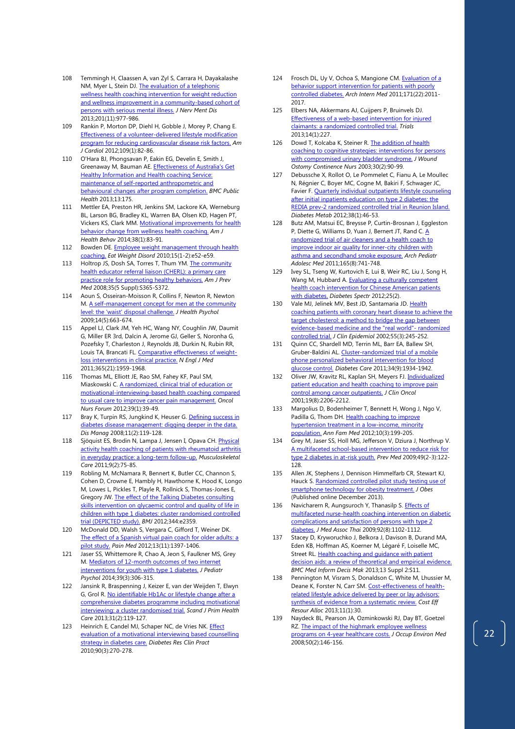108 Temmingh H, Claassen A, van Zyl S, Carrara H, Dayakalashe NM, Myer L, Stein DJ. The evaluation of a telephonic wellness health coaching intervention for weight reduction and wellness improvement in a community-based cohort of persons with serious mental illness. *J Nerv Ment Dis* 2013;201(11):977-986.

109 Rankin P, Morton DP, Diehl H, Gobble J, Morey P, Chang E. Effectiveness of a volunteer-delivered lifestyle modification program for reducing cardiovascular disease risk factors. *Am J Cardiol* 2012;109(1):82-86.

110 O'Hara BJ, Phongsavan P, Eakin EG, Develin E, Smith J, Greenaway M, Bauman AE. Effectiveness of Australia's Get Healthy Information and Health coaching Service: maintenance of self-reported anthropometric and behavioural changes after program completion. *BMC Public Health* 2013;13:175.

111 Mettler EA, Preston HR, Jenkins SM, Lackore KA, Werneburg BL, Larson BG, Bradley KL, Warren BA, Olsen KD, Hagen PT, Vickers KS, Clark MM. Motivational improvements for health behavior change from wellness health coaching. *Am J Health Behav* 2014;38(1):83-91.

112 Bowden DE. Employee weight management through health coaching. *Eat Weight Disord* 2010;15(1-2):e52-e59.

113 Holtrop JS, Dosh SA, Torres T, Thum YM. The community health educator referral liaison (CHERL): a primary care practice role for promoting healthy behaviors. *Am J Prev Med* 2008;35(5 Suppl):S365-S372.

114 Aoun S, Osseiran-Moisson R, Collins F, Newton R, Newton M. A self-management concept for men at the community level: the 'waist' disposal challenge. *J Health Psychol* 2009;14(5):663-674.

115 Appel LJ, Clark JM, Yeh HC, Wang NY, Coughlin JW, Daumit G, Miller ER 3rd, Dalcin A, Jerome GJ, Geller S, Noronha G, Pozefsky T, Charleston J, Reynolds JB, Durkin N, Rubin RR, Louis TA, Brancati FL. Comparative effectiveness of weight-loss interventions in clinical practice. *N Engl J Med* 2011;365(21):1959-1968.

116 Thomas ML, Elliott JE, Rao SM, Fahey KF, Paul SM, Miaskowski C. A randomized, clinical trial of education or motivational-interviewing-based health coaching compared to usual care to improve cancer pain management. *Oncol Nurs Forum* 2012;39(1):39-49.

117 Bray K, Turpin RS, Jungkind K, Heuser G. Defining success in diabetes disease management: digging deeper in the data. *Dis Manag* 2008;11(2):119-128.

118 Sjöquist ES, Brodin N, Lampa J, Jensen I, Opava CH. Physical activity health coaching of patients with rheumatoid arthritis in everyday practice: a long-term follow-up. *Musculoskeletal Care* 2011;9(2):75-85.

119 Robling M, McNamara R, Bennert K, Butler CC, Channon S, Cohen D, Crowne E, Hambly H, Hawthorne K, Hood K, Longo M, Lowes L, Pickles T, Playle R, Rollnick S, Thomas-Jones E, Gregory JW. The effect of the Talking Diabetes consulting skills intervention on glycaemic control and quality of life in children with type 1 diabetes: cluster randomised controlled trial (DEPICTED study). *BMJ* 2012;344:e2359.

120 McDonald DD, Walsh S, Vergara C, Gifford T, Weiner DK. The effect of a Spanish virtual pain coach for older adults: a pilot study. *Pain Med* 2012;13(11):1397-1406.

121 Jaser SS, Whittemore R, Chao A, Jeon S, Faulkner MS, Grey M. Mediators of 12-month outcomes of two internet interventions for youth with type 1 diabetes. *J Pediatr Psychol* 2014;39(3):306-315.

122 Jansink R, Braspenning J, Keizer E, van der Weijden T, Elwyn G, Grol R. No identifiable Hb1Ac or lifestyle change after a comprehensive diabetes programme including motivational interviewing: a cluster randomised trial. *Scand J Prim Health Care* 2013;31(2):119-127.

123 Heinrich E, Candel MJ, Schaper NC, de Vries NK. Effect evaluation of a motivational interviewing based counselling strategy in diabetes care. *Diabetes Res Clin Pract* 2010;90(3):270-278.

124 Frosch DL, Uy V, Ochoa S, Mangione CM. Evaluation of a behavior support intervention for patients with poorly controlled diabetes. *Arch Intern Med* 2011;171(22):2011-2017.

125 Elbers NA, Akkermans AJ, Cuijpers P, Bruinvels DJ. Effectiveness of a web-based intervention for injured claimants: a randomized controlled trial. *Trials* 2013;14(1):227.

126 Dowd T, Kolcaba K, Steiner R. The addition of health coaching to cognitive strategies: interventions for persons with compromised urinary bladder syndrome. *J Wound Ostomy Continence Nurs* 2003;30(2):90-99.

127 Debussche X, Rollot O, Le Pommelet C, Fianu A, Le Moullec N, Régnier C, Boyer MC, Cogne M, Bakiri F, Schwager JC, Favier F. Quarterly individual outpatients lifestyle counseling after initial inpatients education on type 2 diabetes: the REDIA prev-2 randomized controlled trial in Reunion Island. *Diabetes Metab* 2012;38(1):46-53.

128 Butz AM, Matsui EC, Breysse P, Curtin-Brosnan J, Eggleston P, Diette G, Williams D, Yuan J, Bernert JT, Rand C. A randomized trial of air cleaners and a health coach to improve indoor air quality for inner-city children with asthma and secondhand smoke exposure. *Arch Pediatr Adolesc Med* 2011;165(8):741-748.

129 Ivey SL, Tseng W, Kurtovich E, Lui B, Weir RC, Liu J, Song H, Wang M, Hubbard A. Evaluating a culturally competent health coach intervention for Chinese American patients with diabetes. *Diabetes Spectr* 2012;25(2).

130 Vale MJ, Jelinek MV, Best JD, Santamaria JD. Health coaching patients with coronary heart disease to achieve the target cholesterol: a method to bridge the gap between evidence-based medicine and the "real world"- randomized controlled trial. *J Clin Epidemiol* 2002;55(3):245-252.

131 Quinn CC, Shardell MD, Terrin ML, Barr EA, Ballew SH, Gruber-Baldini AL. Cluster-randomized trial of a mobile phone personalized behavioral intervention for blood glucose control. *Diabetes Care* 2011;34(9):1934-1942.

132 Oliver JW, Kravitz RL, Kaplan SH, Meyers FJ. Individualized patient education and health coaching to improve pain control among cancer outpatients. *J Clin Oncol* 2001;19(8):2206-2212.

133 Margolius D, Bodenheimer T, Bennett H, Wong J, Ngo V, Padilla G, Thom DH. Health coaching to improve hypertension treatment in a low-income, minority population. *Ann Fam Med* 2012;10(3):199-205.

134 Grey M, Jaser SS, Holl MG, Jefferson V, Dziura J, Northrup V. A multifaceted school-based intervention to reduce risk for type 2 diabetes in at-risk youth. *Prev Med* 2009;49(2-3):122-128.

135 Allen JK, Stephens J, Dennison Himmelfarb CR, Stewart KJ, Hauck S. Randomized controlled pilot study testing use of smartphone technology for obesity treatment. *J Obes* (Published online December 2013).

136 Navicharern R, Aungsuroch Y, Thanasilp S. Effects of multifaceted nurse-health coaching intervention on diabetic complications and satisfaction of persons with type 2 diabetes. *J Med Assoc Thai* 2009;92(8):1102-1112.

137 Stacey D, Kryworuchko J, Belkora J, Davison B, Durand MA, Eden KB, Hoffman AS, Koerner M, Légaré F, Loiselle MC, Street RL. Health coaching and guidance with patient decision aids: a review of theoretical and empirical evidence. *BMC Med Inform Decis Mak* 2013;13 Suppl 2:S11.

138 Pennington M, Visram S, Donaldson C, White M, Lhussier M, Deane K, Forster N, Carr SM. Cost-effectiveness of health-related lifestyle advice delivered by peer or lay advisors: synthesis of evidence from a systematic review. *Cost Eff Resour Alloc* 2013;11(1):30.

139 Naydeck BL, Pearson JA, Ozminkowski RJ, Day BT, Goetzel RZ. The impact of the highmark employee wellness programs on 4-year healthcare costs. *J Occup Environ Med* 2008;50(2):146-156.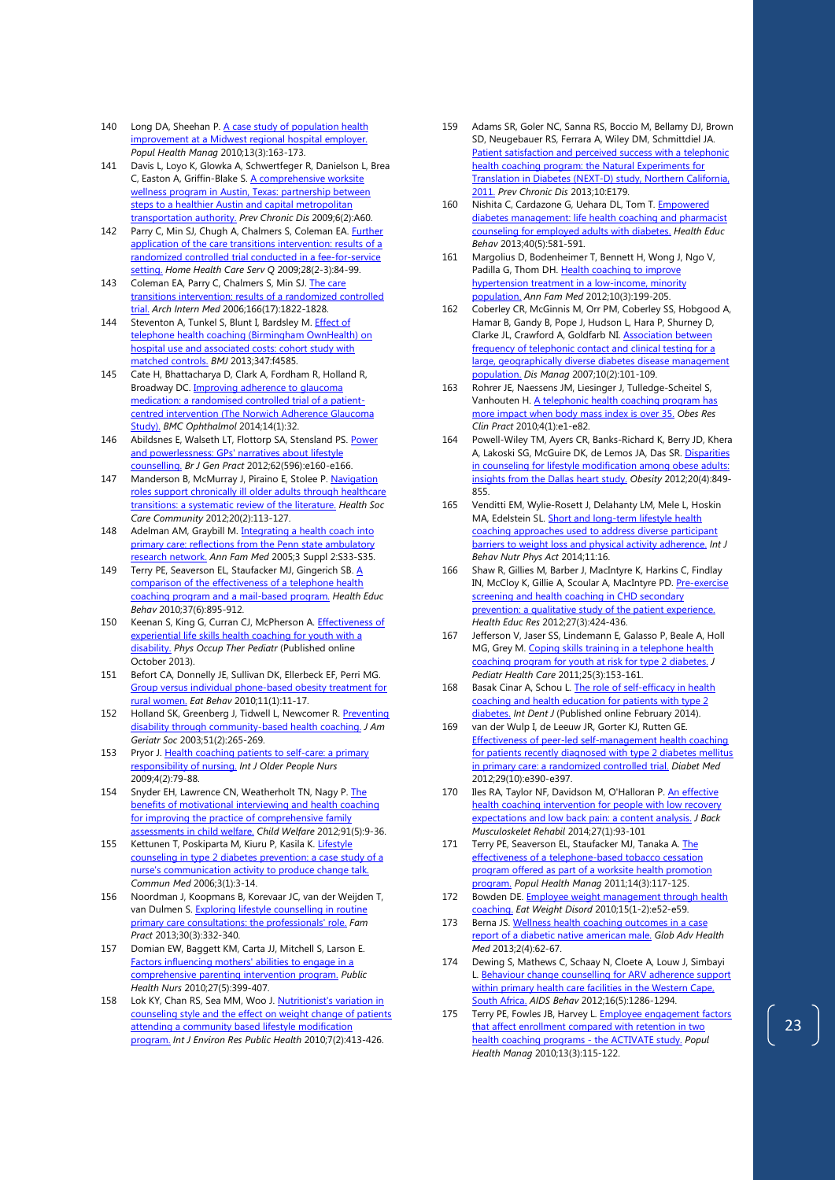140 Long DA, Sheehan P. A case study of population health improvement at a Midwest regional hospital employer. *Popul Health Manag* 2010;13(3):163-173.

141 Davis L, Loyo K, Glowka A, Schwertfeger R, Danielson L, Brea C, Easton A, Griffin-Blake S. A comprehensive worksite wellness program in Austin, Texas: partnership between steps to a healthier Austin and capital metropolitan transportation authority. *Prev Chronic Dis* 2009;6(2):A60.

142 Parry C, Min SJ, Chugh A, Chalmers S, Coleman EA. Further application of the care transitions intervention: results of a randomized controlled trial conducted in a fee-for-service setting. *Home Health Care Serv Q* 2009;28(2-3):84-99.

143 Coleman EA, Parry C, Chalmers S, Min SJ. The care transitions intervention: results of a randomized controlled trial. *Arch Intern Med* 2006;166(17):1822-1828.

144 Steventon A, Tunkel S, Blunt I, Bardsley M. Effect of telephone health coaching (Birmingham OwnHealth) on hospital use and associated costs: cohort study with matched controls. *BMJ* 2013;347:f4585.

145 Cate H, Bhattacharya D, Clark A, Fordham R, Holland R, Broadway DC. Improving adherence to glaucoma medication: a randomised controlled trial of a patient-centred intervention (The Norwich Adherence Glaucoma Study). *BMC Ophthalmol* 2014;14(1):32.

146 Abildsnes E, Walseth LT, Flottorp SA, Stensland PS. Power and powerlessness: GPs' narratives about lifestyle counselling. *Br J Gen Pract* 2012;62(596):e160-e166.

147 Manderson B, McMurray J, Piraino E, Stolee P. Navigation roles support chronically ill older adults through healthcare transitions: a systematic review of the literature. *Health Soc Care Community* 2012;20(2):113-127.

148 Adelman AM, Graybill M. Integrating a health coach into primary care: reflections from the Penn state ambulatory research network. *Ann Fam Med* 2005;3 Suppl 2:S33-S35.

149 Terry PE, Seaverson EL, Staufacker MJ, Gingerich SB. A comparison of the effectiveness of a telephone health coaching program and a mail-based program. *Health Educ Behav* 2010;37(6):895-912.

150 Keenan S, King G, Curran CJ, McPherson A. Effectiveness of experiential life skills health coaching for youth with a disability. *Phys Occup Ther Pediatr* (Published online October 2013).

151 Befort CA, Donnelly JE, Sullivan DK, Ellerbeck EF, Perri MG. Group versus individual phone-based obesity treatment for rural women. *Eat Behav* 2010;11(1):11-17.

152 Holland SK, Greenberg J, Tidwell L, Newcomer R. Preventing disability through community-based health coaching. *J Am Geriatr Soc* 2003;51(2):265-269.

153 Pryor J. Health coaching patients to self-care: a primary responsibility of nursing. *Int J Older People Nurs* 2009;4(2):79-88.

154 Snyder EH, Lawrence CN, Weatherholt TN, Nagy P. The benefits of motivational interviewing and health coaching for improving the practice of comprehensive family assessments in child welfare. *Child Welfare* 2012;91(5):9-36.

155 Kettunen T, Poskiparta M, Kiuru P, Kasila K. Lifestyle counseling in type 2 diabetes prevention: a case study of a nurse's communication activity to produce change talk. *Commun Med* 2006;3(1):3-14.

156 Noordman J, Koopmans B, Korevaar JC, van der Weijden T, van Dulmen S. Exploring lifestyle counselling in routine primary care consultations: the professionals' role. *Fam Pract* 2013;30(3):332-340.

157 Domian EW, Baggett KM, Carta JJ, Mitchell S, Larson E. Factors influencing mothers' abilities to engage in a comprehensive parenting intervention program. *Public Health Nurs* 2010;27(5):399-407.

158 Lok KY, Chan RS, Sea MM, Woo J. Nutritionist's variation in counseling style and the effect on weight change of patients attending a community based lifestyle modification program. *Int J Environ Res Public Health* 2010;7(2):413-426.

159 Adams SR, Goler NC, Sanna RS, Boccio M, Bellamy DJ, Brown SD, Neugebauer RS, Ferrara A, Wiley DM, Schmittdiel JA. Patient satisfaction and perceived success with a telephonic health coaching program: the Natural Experiments for Translation in Diabetes (NEXT-D) study, Northern California, 2011. *Prev Chronic Dis* 2013;10:E179.

160 Nishita C, Cardazone G, Uehara DL, Tom T. Empowered diabetes management: life health coaching and pharmacist counseling for employed adults with diabetes. *Health Educ Behav* 2013;40(5):581-591.

161 Margolius D, Bodenheimer T, Bennett H, Wong J, Ngo V, Padilla G, Thom DH. Health coaching to improve hypertension treatment in a low-income, minority population. *Ann Fam Med* 2012;10(3):199-205.

162 Coberley CR, McGinnis M, Orr PM, Coberley SS, Hobgood A, Hamar B, Gandy B, Pope J, Hudson L, Hara P, Shurney D, Clarke JL, Crawford A, Goldfarb NI. Association between frequency of telephonic contact and clinical testing for a large, geographically diverse diabetes disease management population. *Dis Manag* 2007;10(2):101-109.

163 Rohrer JE, Naessens JM, Liesinger J, Tulledge-Scheitel S, Vanhouten H. A telephonic health coaching program has more impact when body mass index is over 35. *Obes Res Clin Pract* 2010;4(1):e1-e82.

164 Powell-Wiley TM, Ayers CR, Banks-Richard K, Berry JD, Khera A, Lakoski SG, McGuire DK, de Lemos JA, Das SR. Disparities in counseling for lifestyle modification among obese adults: insights from the Dallas heart study. *Obesity* 2012;20(4):849-855.

165 Venditti EM, Wylie-Rosett J, Delahanty LM, Mele L, Hoskin MA, Edelstein SL. Short and long-term lifestyle health coaching approaches used to address diverse participant barriers to weight loss and physical activity adherence. *Int J Behav Nutr Phys Act* 2014;11:16.

166 Shaw R, Gillies M, Barber J, MacIntyre K, Harkins C, Findlay IN, McCloy K, Gillie A, Scoular A, MacIntyre PD. Pre-exercise screening and health coaching in CHD secondary prevention: a qualitative study of the patient experience. *Health Educ Res* 2012;27(3):424-436.

167 Jefferson V, Jaser SS, Lindemann E, Galasso P, Beale A, Holl MG, Grey M. Coping skills training in a telephone health coaching program for youth at risk for type 2 diabetes. *J Pediatr Health Care* 2011;25(3):153-161.

168 Basak Cinar A, Schou L. The role of self-efficacy in health coaching and health education for patients with type 2 diabetes. *Int Dent J* (Published online February 2014).

169 van der Wulp I, de Leeuw JR, Gorter KJ, Rutten GE. Effectiveness of peer-led self-management health coaching for patients recently diagnosed with type 2 diabetes mellitus in primary care: a randomized controlled trial. *Diabet Med* 2012;29(10):e390-e397.

170 Iles RA, Taylor NF, Davidson M, O'Halloran P. An effective health coaching intervention for people with low recovery expectations and low back pain: a content analysis. *J Back Musculoskelet Rehabil* 2014;27(1):93-101

171 Terry PE, Seaverson EL, Staufacker MJ, Tanaka A. The effectiveness of a telephone-based tobacco cessation program offered as part of a worksite health promotion program. *Popul Health Manag* 2011;14(3):117-125.

172 Bowden DE. Employee weight management through health coaching. *Eat Weight Disord* 2010;15(1-2):e52-e59.

173 Berna JS. Wellness health coaching outcomes in a case report of a diabetic native american male. *Glob Adv Health Med* 2013;2(4):62-67.

174 Dewing S, Mathews C, Schaay N, Cloete A, Louw J, Simbayi L. Behaviour change counselling for ARV adherence support within primary health care facilities in the Western Cape, South Africa. *AIDS Behav* 2012;16(5):1286-1294.

175 Terry PE, Fowles JB, Harvey L. Employee engagement factors that affect enrollment compared with retention in two health coaching programs - the ACTIVATE study. *Popul Health Manag* 2010;13(3):115-122.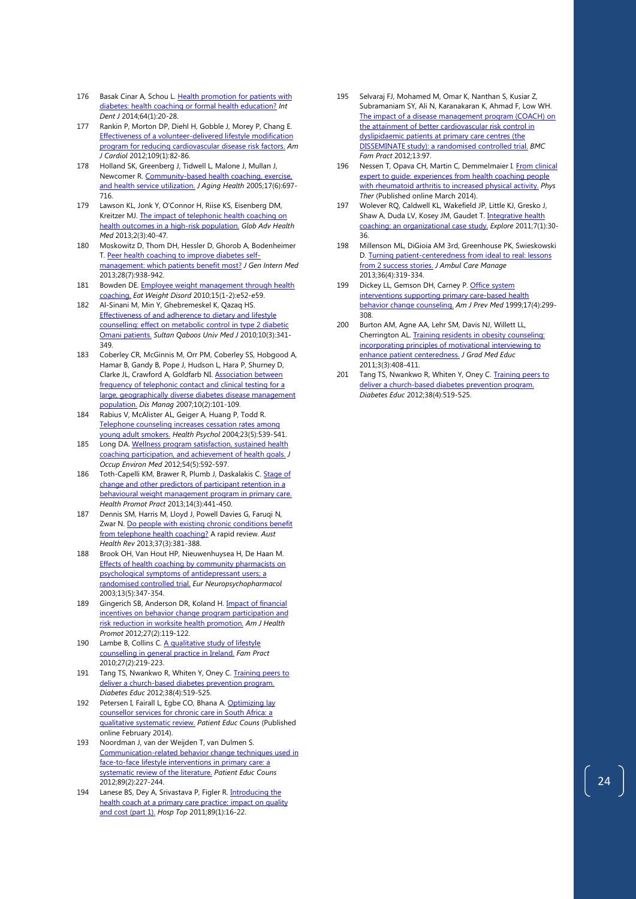176 Basak Cinar A, Schou L. Health promotion for patients with diabetes: health coaching or formal health education? *Int Dent J* 2014;64(1):20-28.

177 Rankin P, Morton DP, Diehl H, Gobble J, Morey P, Chang E. Effectiveness of a volunteer-delivered lifestyle modification program for reducing cardiovascular disease risk factors. *Am J Cardiol* 2012;109(1):82-86.

178 Holland SK, Greenberg J, Tidwell L, Malone J, Mullan J, Newcomer R. Community-based health coaching, exercise, and health service utilization. *J Aging Health* 2005;17(6):697-716.

179 Lawson KL, Jonk Y, O'Connor H, Riise KS, Eisenberg DM, Kreitzer MJ. The impact of telephonic health coaching on health outcomes in a high-risk population. *Glob Adv Health Med* 2013;2(3):40-47.

180 Moskowitz D, Thom DH, Hessler D, Ghorob A, Bodenheimer T. Peer health coaching to improve diabetes self-management: which patients benefit most? *J Gen Intern Med* 2013;28(7):938-942.

181 Bowden DE. Employee weight management through health coaching. *Eat Weight Disord* 2010;15(1-2):e52-e59.

182 Al-Sinani M, Min Y, Ghebremeskel K, Qazaq HS. Effectiveness of and adherence to dietary and lifestyle counselling: effect on metabolic control in type 2 diabetic Omani patients. *Sultan Qaboos Univ Med J* 2010;10(3):341-349.

183 Coberley CR, McGinnis M, Orr PM, Coberley SS, Hobgood A, Hamar B, Gandy B, Pope J, Hudson L, Hara P, Shurney D, Clarke JL, Crawford A, Goldfarb NI. Association between frequency of telephonic contact and clinical testing for a large, geographically diverse diabetes disease management population. *Dis Manag* 2007;10(2):101-109.

184 Rabius V, McAlister AL, Geiger A, Huang P, Todd R. Telephone counseling increases cessation rates among young adult smokers. *Health Psychol* 2004;23(5):539-541.

185 Long DA. Wellness program satisfaction, sustained health coaching participation, and achievement of health goals. *J Occup Environ Med* 2012;54(5):592-597.

186 Toth-Capelli KM, Brawer R, Plumb J, Daskalakis C. Stage of change and other predictors of participant retention in a behavioural weight management program in primary care. *Health Promot Pract* 2013;14(3):441-450.

187 Dennis SM, Harris M, Lloyd J, Powell Davies G, Faruqi N, Zwar N. Do people with existing chronic conditions benefit from telephone health coaching? A rapid review. *Aust Health Rev* 2013;37(3):381-388.

188 Brook OH, Van Hout HP, Nieuwenhuysea H, De Haan M. Effects of health coaching by community pharmacists on psychological symptoms of antidepressant users; a randomised controlled trial. *Eur Neuropsychopharmacol* 2003;13(5):347-354.

189 Gingerich SB, Anderson DR, Koland H. Impact of financial incentives on behavior change program participation and risk reduction in worksite health promotion. *Am J Health Promot* 2012;27(2):119-122.

190 Lambe B, Collins C. A qualitative study of lifestyle counselling in general practice in Ireland. *Fam Pract* 2010;27(2):219-223.

191 Tang TS, Nwankwo R, Whiten Y, Oney C. Training peers to deliver a church-based diabetes prevention program. *Diabetes Educ* 2012;38(4):519-525.

192 Petersen I, Fairall L, Egbe CO, Bhana A. Optimizing lay counsellor services for chronic care in South Africa: a qualitative systematic review. *Patient Educ Couns* (Published online February 2014).

193 Noordman J, van der Weijden T, van Dulmen S. Communication-related behavior change techniques used in face-to-face lifestyle interventions in primary care: a systematic review of the literature. *Patient Educ Couns* 2012;89(2):227-244.

194 Lanese BS, Dey A, Srivastava P, Figler R. Introducing the health coach at a primary care practice: impact on quality and cost (part 1). *Hosp Top* 2011;89(1):16-22.

195 Selvaraj FJ, Mohamed M, Omar K, Nanthan S, Kusiar Z, Subramaniam SY, Ali N, Karanakaran K, Ahmad F, Low WH. The impact of a disease management program (COACH) on the attainment of better cardiovascular risk control in dyslipidaemic patients at primary care centres (the DISSEMINATE study): a randomised controlled trial. *BMC Fam Pract* 2012;13:97.

196 Nessen T, Opava CH, Martin C, Demmelmaier I. From clinical expert to guide: experiences from health coaching people with rheumatoid arthritis to increased physical activity. *Phys Ther* (Published online March 2014).

197 Wolever RQ, Caldwell KL, Wakefield JP, Little KJ, Gresko J, Shaw A, Duda LV, Kosey JM, Gaudet T. Integrative health coaching: an organizational case study. *Explore* 2011;7(1):30-36.

198 Millenson ML, DiGioia AM 3rd, Greenhouse PK, Swieskowski D. Turning patient-centeredness from ideal to real: lessons from 2 success stories. *J Ambul Care Manage* 2013;36(4):319-334.

199 Dickey LL, Gemson DH, Carney P. Office system interventions supporting primary care-based health behavior change counseling. *Am J Prev Med* 1999;17(4):299-308.

200 Burton AM, Agne AA, Lehr SM, Davis NJ, Willett LL, Cherrington AL. Training residents in obesity counseling: incorporating principles of motivational interviewing to enhance patient centeredness. *J Grad Med Educ* 2011;3(3):408-411.

201 Tang TS, Nwankwo R, Whiten Y, Oney C. Training peers to deliver a church-based diabetes prevention program. *Diabetes Educ* 2012;38(4):519-525.